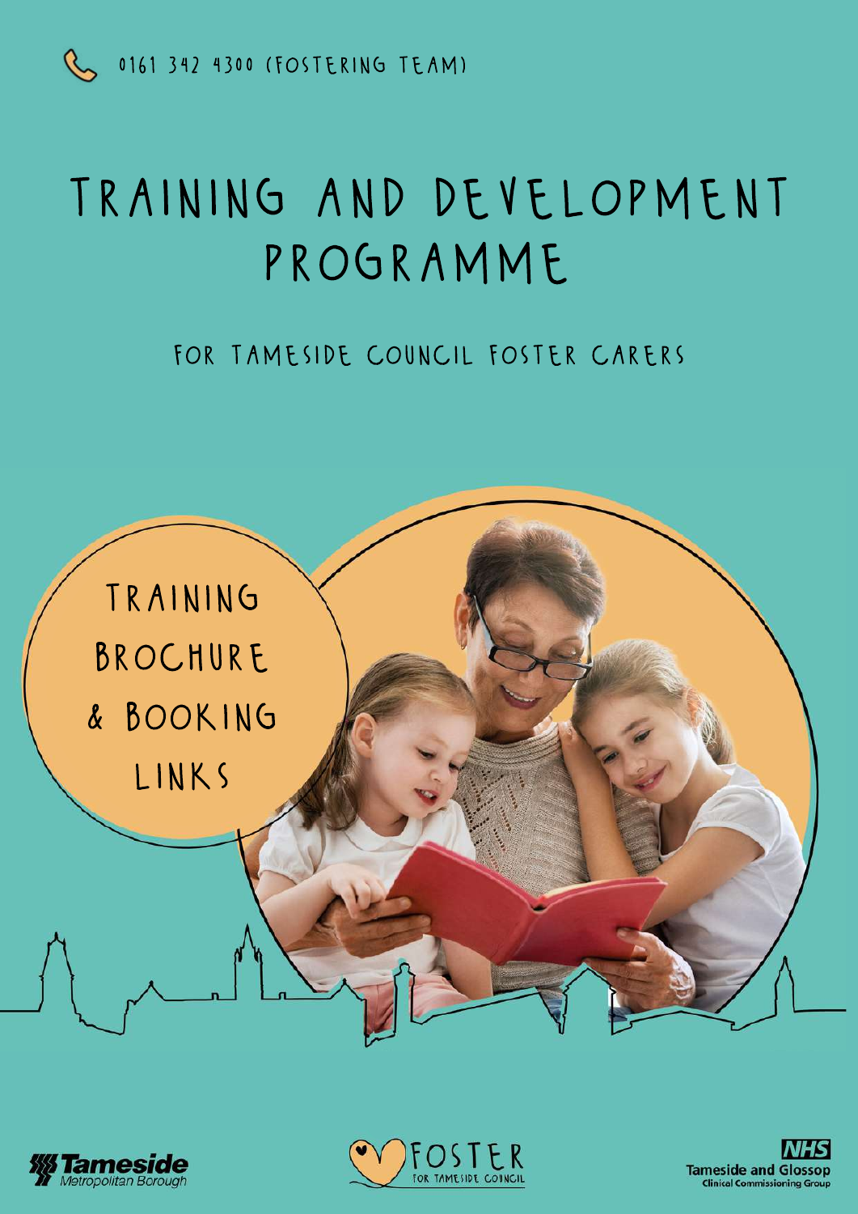0161 342 4300 (FOSTERING TEAM)

# TRAINING AND DEVELOPMENT PROGRAMME

## FOR TAMESIDE COUNCIL FOSTER CARERS

TRAINING BROCHURE & BOOKING LINKS

Tameside Metropolitan Borough

FOSTER FOR TAMESIDE COUNCIL

NHS Tameside and Glossop Clinical Commissioning Group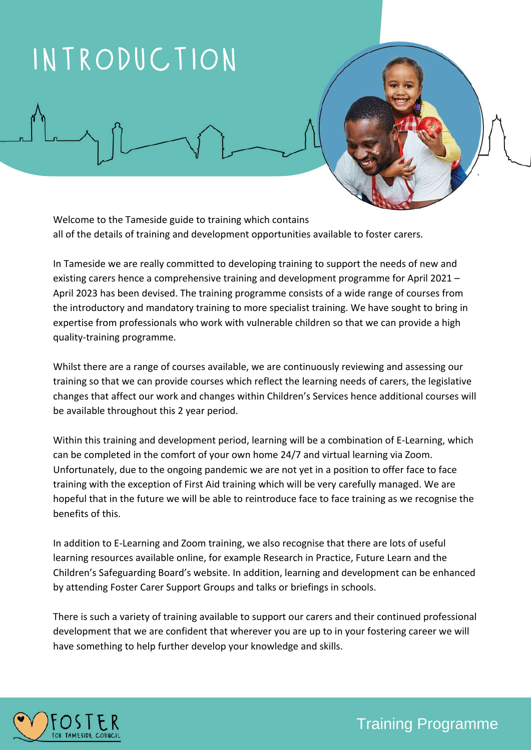# INTRODUCTION

Welcome to the Tameside guide to training which contains all of the details of training and development opportunities available to foster carers.

In Tameside we are really committed to developing training to support the needs of new and existing carers hence a comprehensive training and development programme for April 2021 – April 2023 has been devised. The training programme consists of a wide range of courses from the introductory and mandatory training to more specialist training. We have sought to bring in expertise from professionals who work with vulnerable children so that we can provide a high quality-training programme.

Whilst there are a range of courses available, we are continuously reviewing and assessing our training so that we can provide courses which reflect the learning needs of carers, the legislative changes that affect our work and changes within Children's Services hence additional courses will be available throughout this 2 year period.

Within this training and development period, learning will be a combination of E-Learning, which can be completed in the comfort of your own home 24/7 and virtual learning via Zoom. Unfortunately, due to the ongoing pandemic we are not yet in a position to offer face to face training with the exception of First Aid training which will be very carefully managed. We are hopeful that in the future we will be able to reintroduce face to face training as we recognise the benefits of this.

In addition to E-Learning and Zoom training, we also recognise that there are lots of useful learning resources available online, for example Research in Practice, Future Learn and the Children's Safeguarding Board's website. In addition, learning and development can be enhanced by attending Foster Carer Support Groups and talks or briefings in schools.

There is such a variety of training available to support our carers and their continued professional development that we are confident that wherever you are up to in your fostering career we will have something to help further develop your knowledge and skills.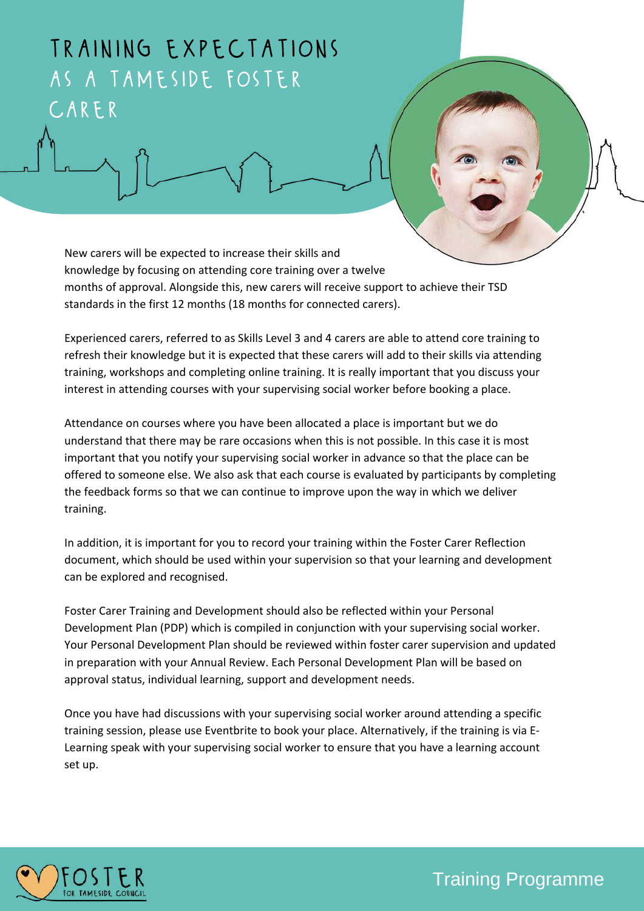# TRAINING EXPECTATIONS AS A TAMESIDE FOSTER CARER

New carers will be expected to increase their skills and knowledge by focusing on attending core training over a twelve months of approval. Alongside this, new carers will receive support to achieve their TSD standards in the first 12 months (18 months for connected carers).

Experienced carers, referred to as Skills Level 3 and 4 carers are able to attend core training to refresh their knowledge but it is expected that these carers will add to their skills via attending training, workshops and completing online training. It is really important that you discuss your interest in attending courses with your supervising social worker before booking a place.

Attendance on courses where you have been allocated a place is important but we do understand that there may be rare occasions when this is not possible. In this case it is most important that you notify your supervising social worker in advance so that the place can be offered to someone else. We also ask that each course is evaluated by participants by completing the feedback forms so that we can continue to improve upon the way in which we deliver training.

In addition, it is important for you to record your training within the Foster Carer Reflection document, which should be used within your supervision so that your learning and development can be explored and recognised.

Foster Carer Training and Development should also be reflected within your Personal Development Plan (PDP) which is compiled in conjunction with your supervising social worker. Your Personal Development Plan should be reviewed within foster carer supervision and updated in preparation with your Annual Review. Each Personal Development Plan will be based on approval status, individual learning, support and development needs.

Once you have had discussions with your supervising social worker around attending a specific training session, please use Eventbrite to book your place. Alternatively, if the training is via E-Learning speak with your supervising social worker to ensure that you have a learning account set up.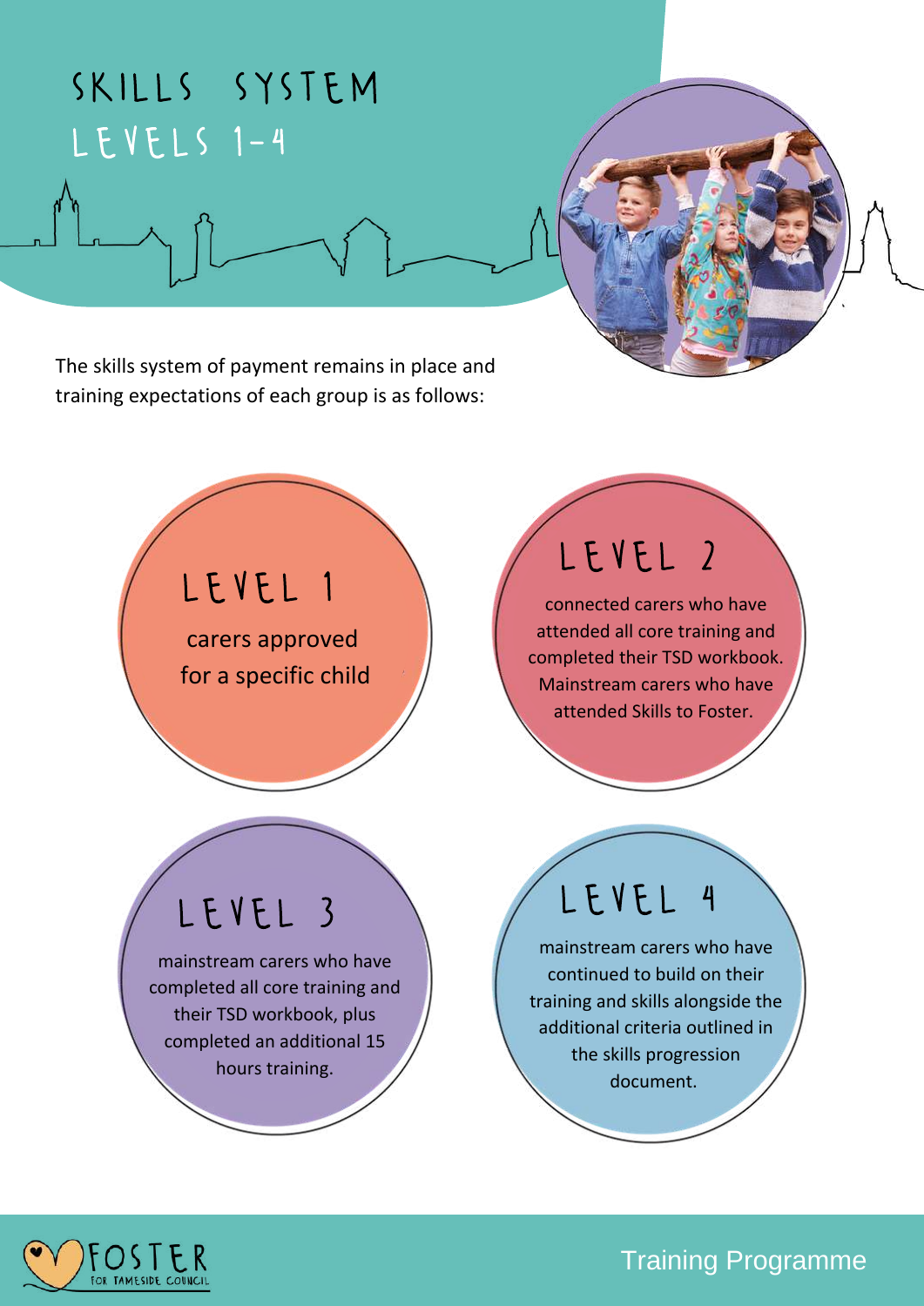# SKILLS SYSTEM
## LEVELS 1-4

The skills system of payment remains in place and training expectations of each group is as follows:

## LEVEL 1

carers approved for a specific child

## LEVEL 2

connected carers who have attended all core training and completed their TSD workbook. Mainstream carers who have attended Skills to Foster.

## LEVEL 3

mainstream carers who have completed all core training and their TSD workbook, plus completed an additional 15 hours training.

## LEVEL 4

mainstream carers who have continued to build on their training and skills alongside the additional criteria outlined in the skills progression document.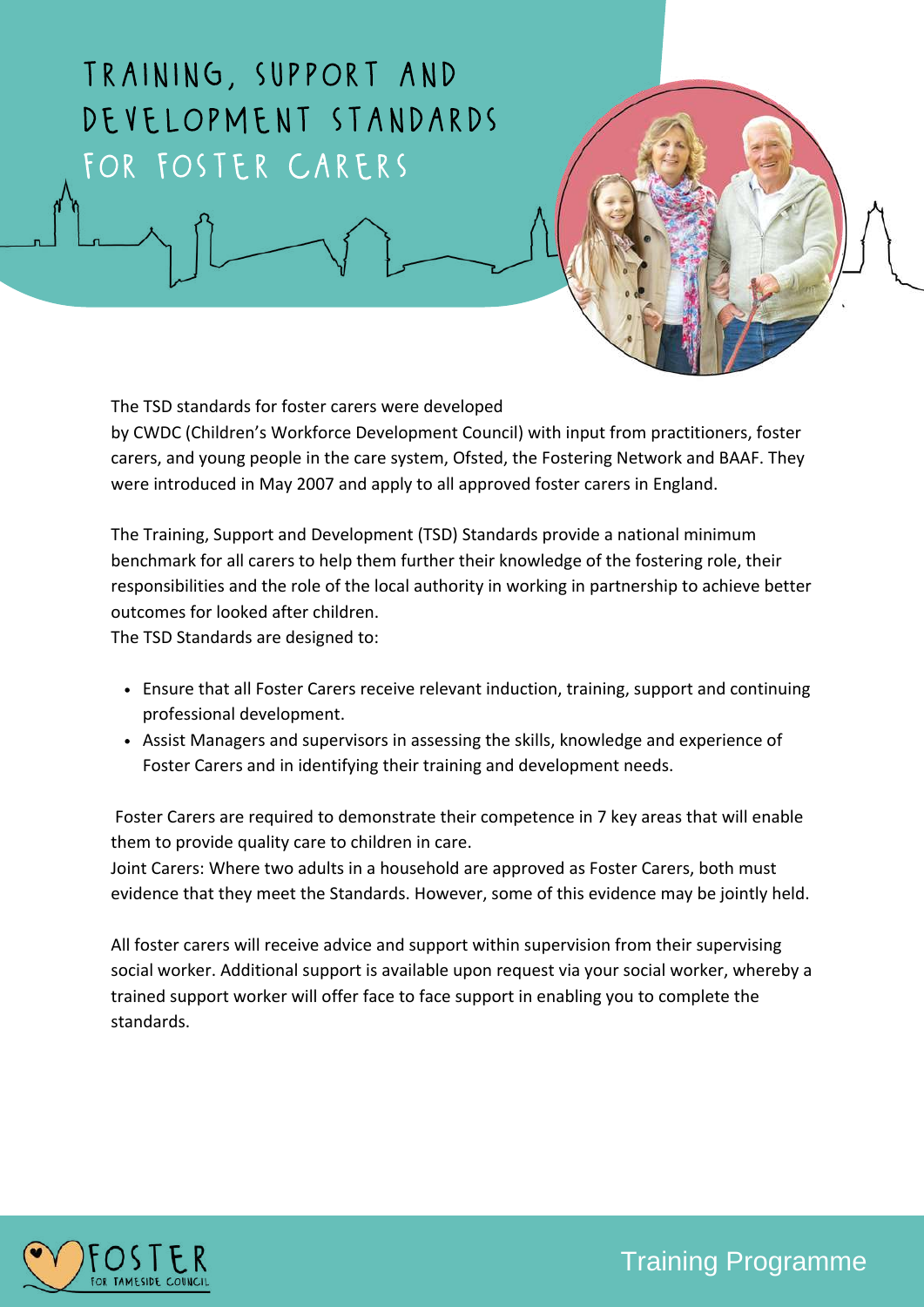# Training, Support and Development Standards for Foster Carers

The TSD standards for foster carers were developed by CWDC (Children's Workforce Development Council) with input from practitioners, foster carers, and young people in the care system, Ofsted, the Fostering Network and BAAF. They were introduced in May 2007 and apply to all approved foster carers in England.

The Training, Support and Development (TSD) Standards provide a national minimum benchmark for all carers to help them further their knowledge of the fostering role, their responsibilities and the role of the local authority in working in partnership to achieve better outcomes for looked after children.

The TSD Standards are designed to:

- Ensure that all Foster Carers receive relevant induction, training, support and continuing professional development.
- Assist Managers and supervisors in assessing the skills, knowledge and experience of Foster Carers and in identifying their training and development needs.

Foster Carers are required to demonstrate their competence in 7 key areas that will enable them to provide quality care to children in care.

Joint Carers: Where two adults in a household are approved as Foster Carers, both must evidence that they meet the Standards. However, some of this evidence may be jointly held.

All foster carers will receive advice and support within supervision from their supervising social worker. Additional support is available upon request via your social worker, whereby a trained support worker will offer face to face support in enabling you to complete the standards.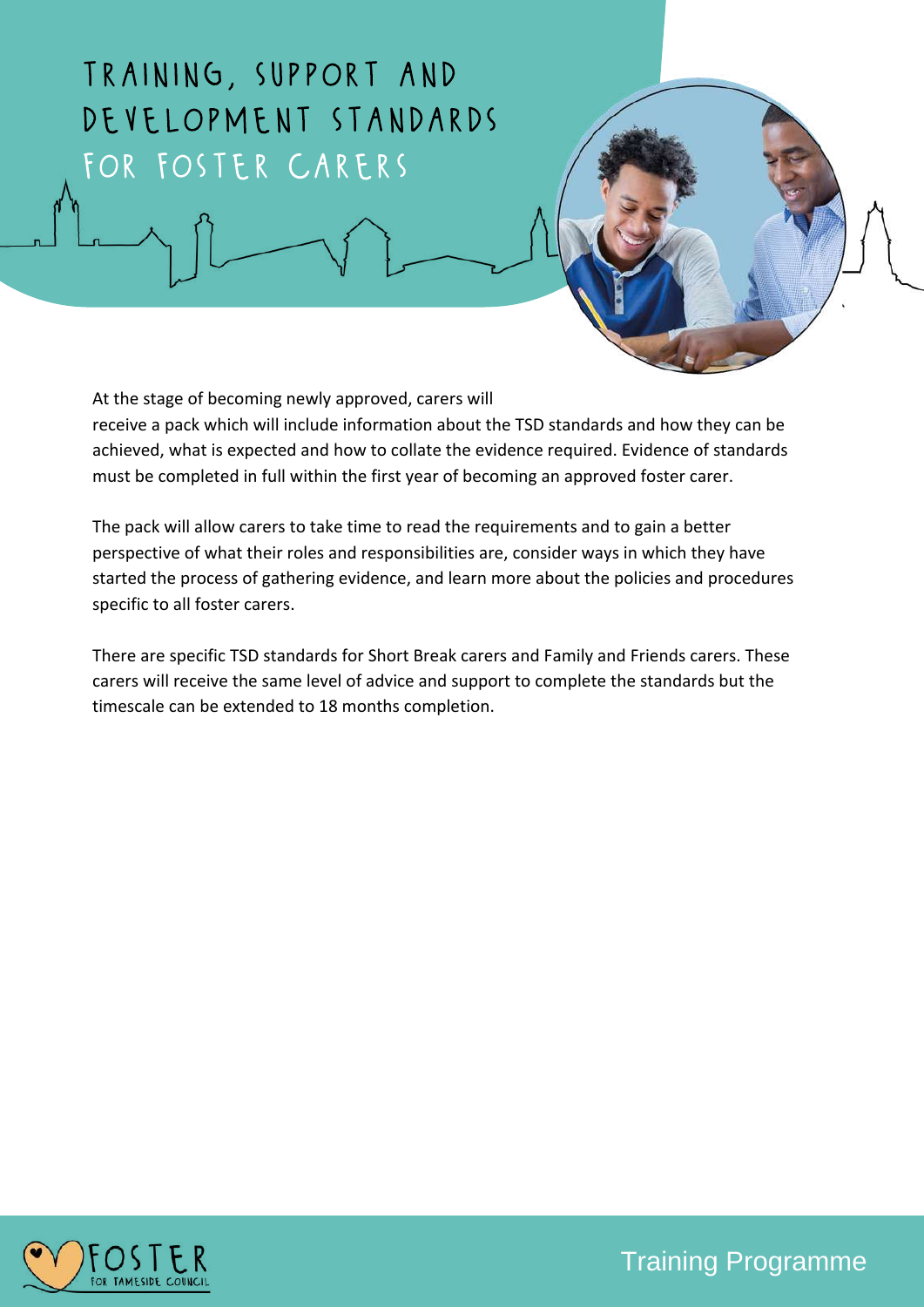# TRAINING, SUPPORT AND DEVELOPMENT STANDARDS FOR FOSTER CARERS

At the stage of becoming newly approved, carers will receive a pack which will include information about the TSD standards and how they can be achieved, what is expected and how to collate the evidence required. Evidence of standards must be completed in full within the first year of becoming an approved foster carer.

The pack will allow carers to take time to read the requirements and to gain a better perspective of what their roles and responsibilities are, consider ways in which they have started the process of gathering evidence, and learn more about the policies and procedures specific to all foster carers.

There are specific TSD standards for Short Break carers and Family and Friends carers. These carers will receive the same level of advice and support to complete the standards but the timescale can be extended to 18 months completion.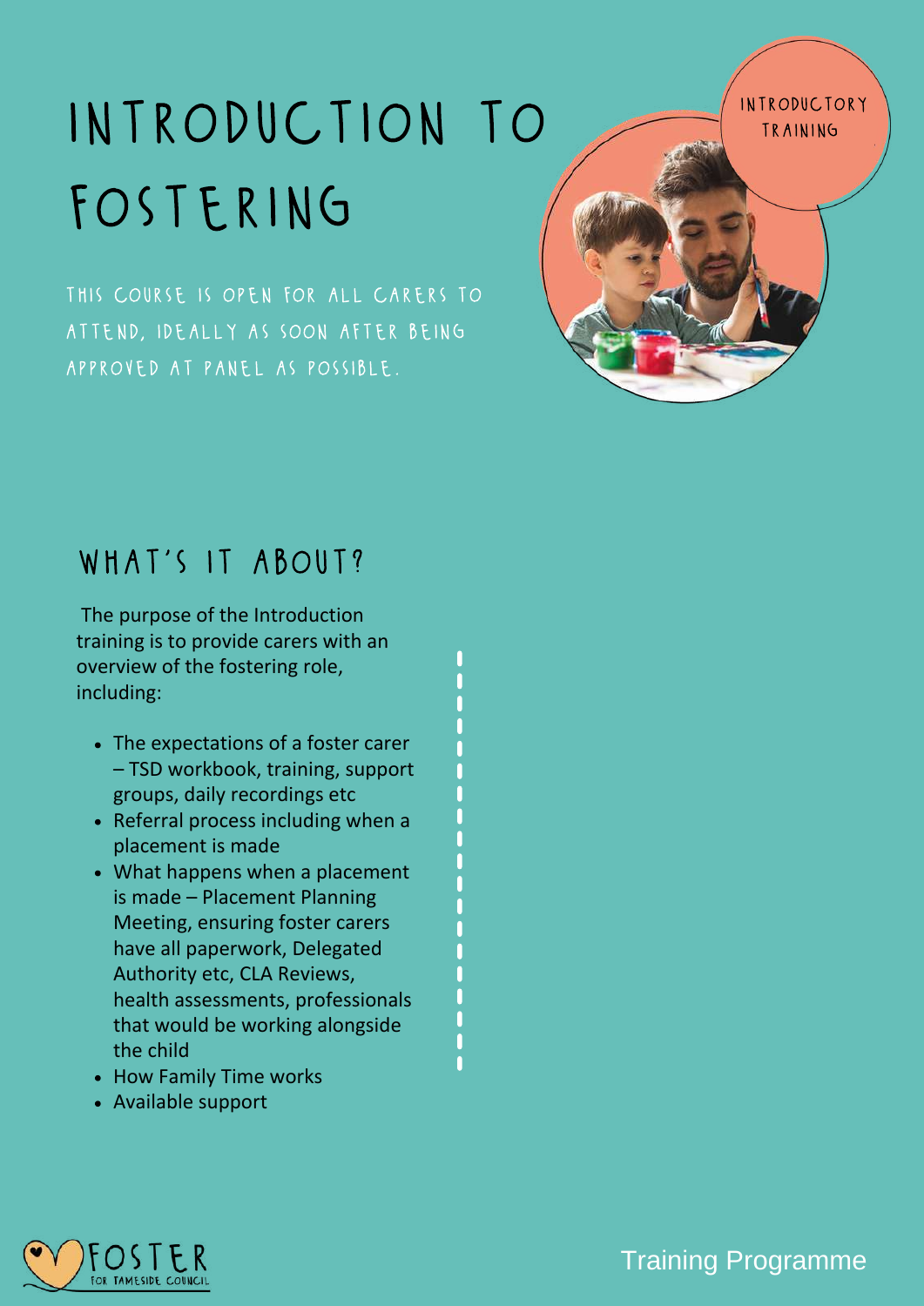# INTRODUCTION TO FOSTERING

INTRODUCTORY TRAINING

THIS COURSE IS OPEN FOR ALL CARERS TO ATTEND, IDEALLY AS SOON AFTER BEING APPROVED AT PANEL AS POSSIBLE.

## WHAT'S IT ABOUT?

The purpose of the Introduction training is to provide carers with an overview of the fostering role, including:

- The expectations of a foster carer – TSD workbook, training, support groups, daily recordings etc
- Referral process including when a placement is made
- What happens when a placement is made – Placement Planning Meeting, ensuring foster carers have all paperwork, Delegated Authority etc, CLA Reviews, health assessments, professionals that would be working alongside the child
- How Family Time works
- Available support

FOSTER FOR TAMESIDE COUNCIL

Training Programme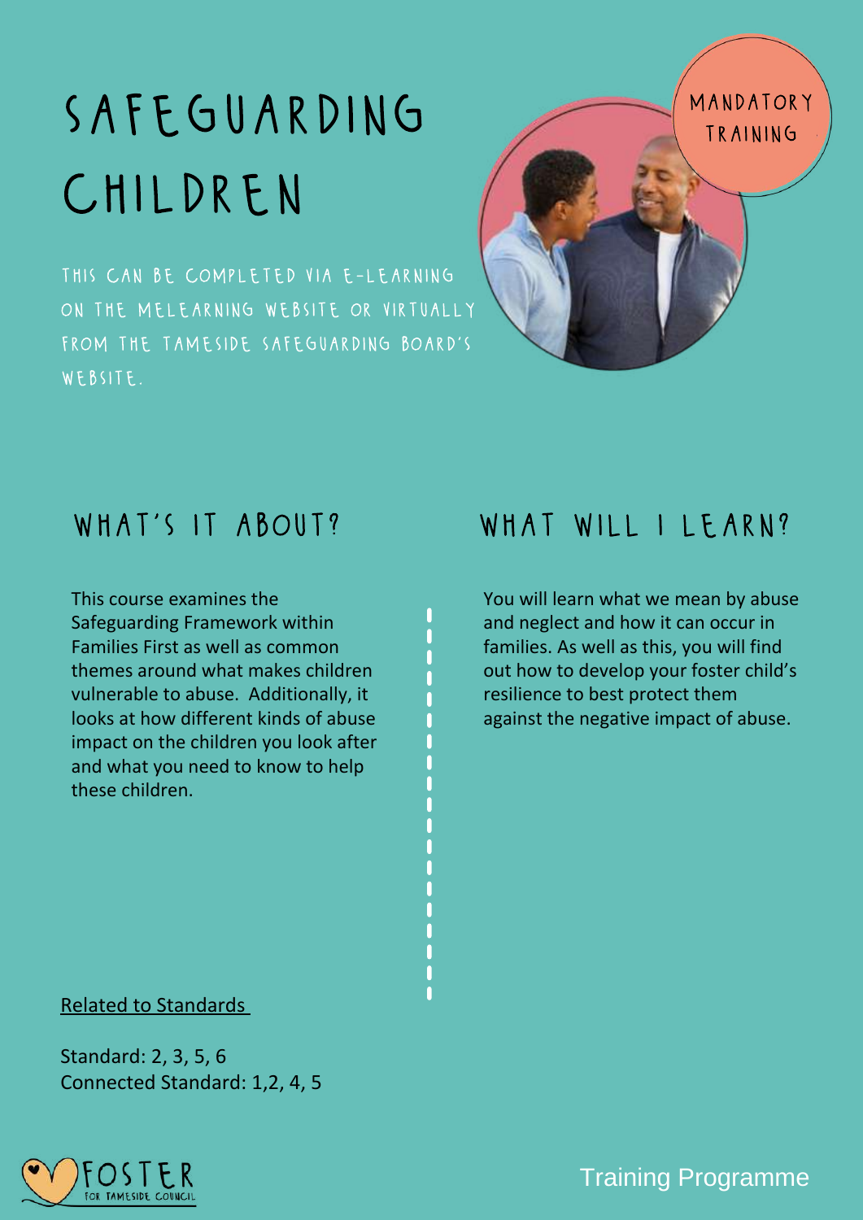# SAFEGUARDING CHILDREN

MANDATORY TRAINING

THIS CAN BE COMPLETED VIA E-LEARNING ON THE MELEARNING WEBSITE OR VIRTUALLY FROM THE TAMESIDE SAFEGUARDING BOARD'S WEBSITE.

## WHAT'S IT ABOUT?

This course examines the Safeguarding Framework within Families First as well as common themes around what makes children vulnerable to abuse. Additionally, it looks at how different kinds of abuse impact on the children you look after and what you need to know to help these children.

## WHAT WILL I LEARN?

You will learn what we mean by abuse and neglect and how it can occur in families. As well as this, you will find out how to develop your foster child's resilience to best protect them against the negative impact of abuse.

Related to Standards

Standard: 2, 3, 5, 6
Connected Standard: 1,2, 4, 5

FOSTER FOR TAMESIDE COUNCIL

Training Programme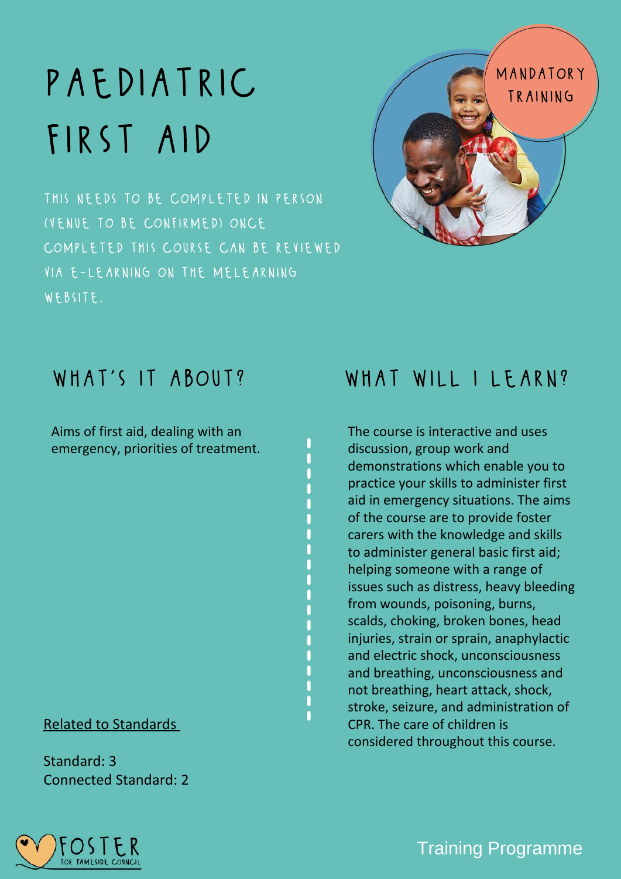# PAEDIATRIC FIRST AID

MANDATORY TRAINING

THIS NEEDS TO BE COMPLETED IN PERSON (VENUE TO BE CONFIRMED) ONCE COMPLETED THIS COURSE CAN BE REVIEWED VIA E-LEARNING ON THE MELEARNING WEBSITE.

## WHAT'S IT ABOUT?

Aims of first aid, dealing with an emergency, priorities of treatment.

Related to Standards

Standard: 3
Connected Standard: 2

## WHAT WILL I LEARN?

The course is interactive and uses discussion, group work and demonstrations which enable you to practice your skills to administer first aid in emergency situations. The aims of the course are to provide foster carers with the knowledge and skills to administer general basic first aid; helping someone with a range of issues such as distress, heavy bleeding from wounds, poisoning, burns, scalds, choking, broken bones, head injuries, strain or sprain, anaphylactic and electric shock, unconsciousness and breathing, unconsciousness and not breathing, heart attack, shock, stroke, seizure, and administration of CPR. The care of children is considered throughout this course.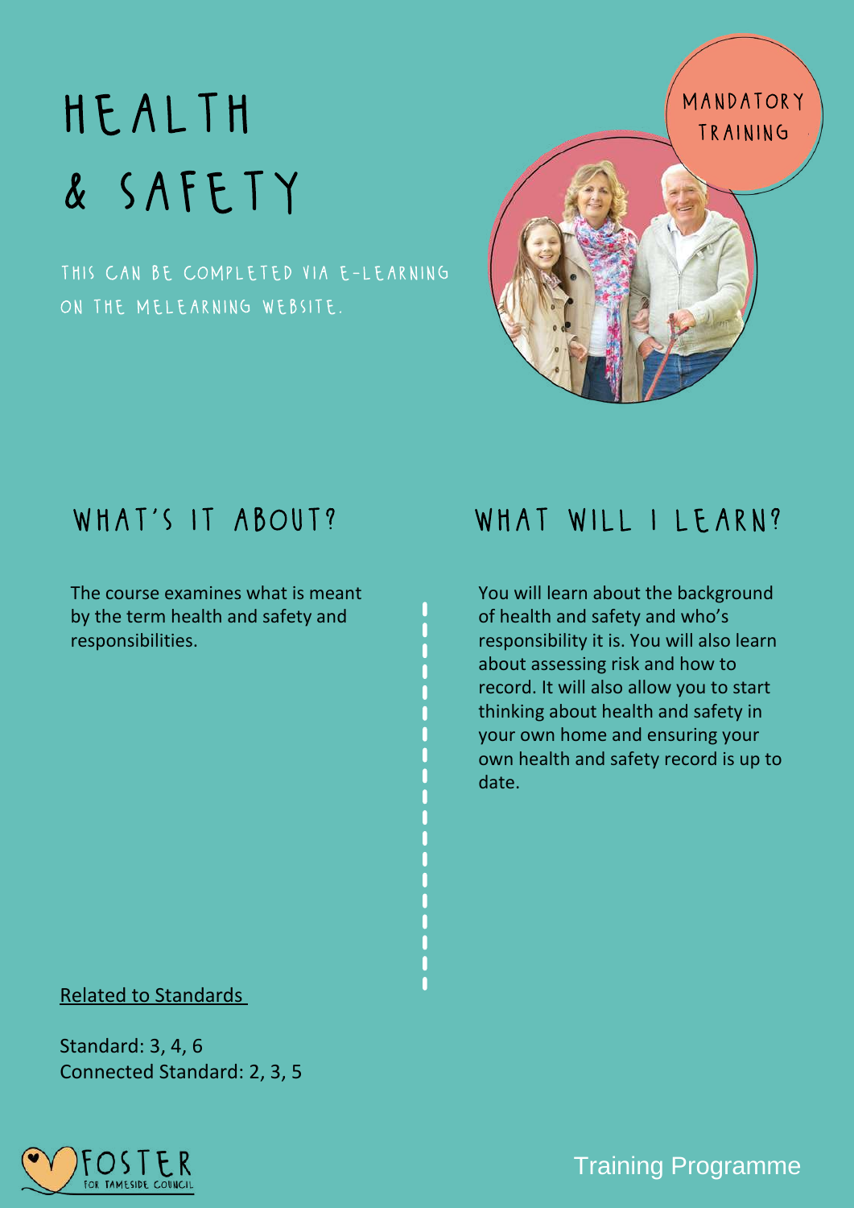# HEALTH & SAFETY

MANDATORY TRAINING

THIS CAN BE COMPLETED VIA E-LEARNING ON THE MELEARNING WEBSITE.

## WHAT'S IT ABOUT?

The course examines what is meant by the term health and safety and responsibilities.

## WHAT WILL I LEARN?

You will learn about the background of health and safety and who's responsibility it is. You will also learn about assessing risk and how to record. It will also allow you to start thinking about health and safety in your own home and ensuring your own health and safety record is up to date.

Related to Standards

Standard: 3, 4, 6
Connected Standard: 2, 3, 5

FOSTER FOR TAMESIDE COUNCIL

Training Programme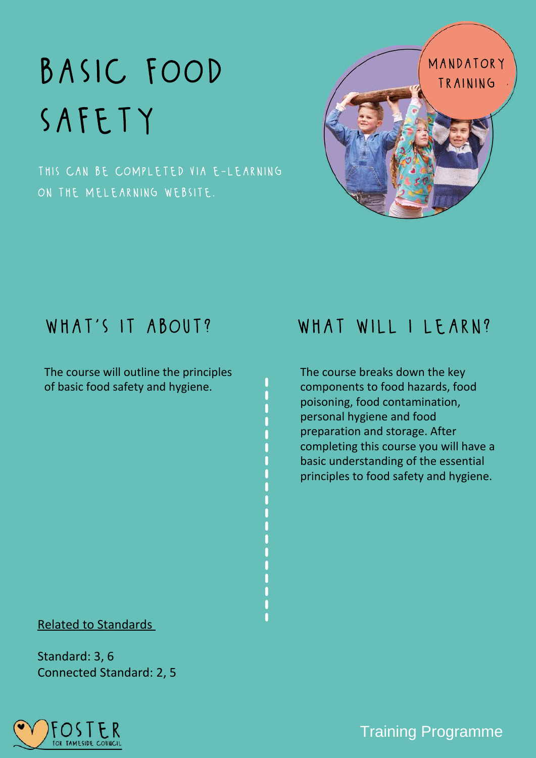# BASIC FOOD SAFETY

THIS CAN BE COMPLETED VIA E-LEARNING ON THE MELEARNING WEBSITE.

MANDATORY TRAINING

## WHAT'S IT ABOUT?

The course will outline the principles of basic food safety and hygiene.

## WHAT WILL I LEARN?

The course breaks down the key components to food hazards, food poisoning, food contamination, personal hygiene and food preparation and storage. After completing this course you will have a basic understanding of the essential principles to food safety and hygiene.

Related to Standards

Standard: 3, 6
Connected Standard: 2, 5

FOSTER FOR TAMESIDE COUNCIL

Training Programme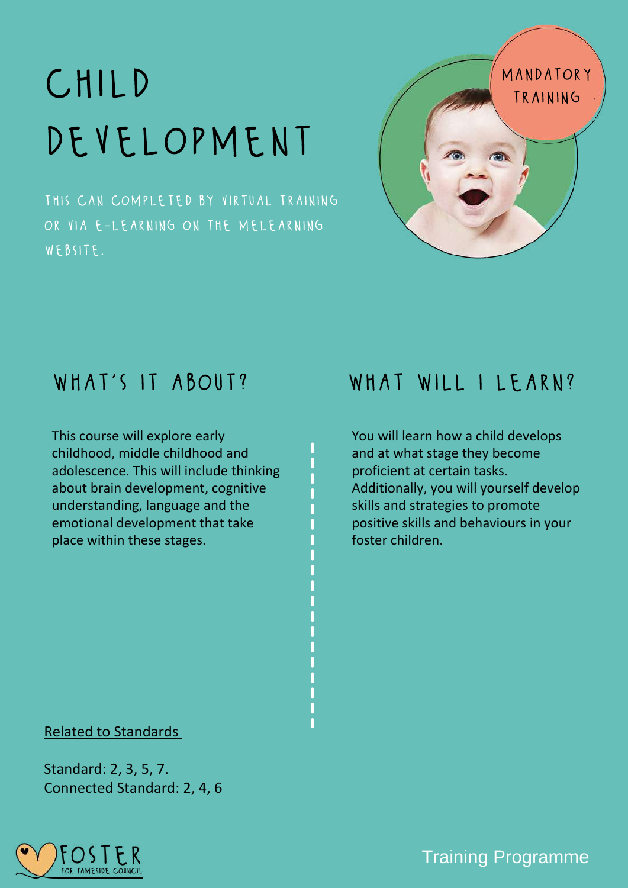# CHILD DEVELOPMENT

MANDATORY TRAINING

THIS CAN COMPLETED BY VIRTUAL TRAINING OR VIA E-LEARNING ON THE MELEARNING WEBSITE.

## WHAT'S IT ABOUT?

This course will explore early childhood, middle childhood and adolescence. This will include thinking about brain development, cognitive understanding, language and the emotional development that take place within these stages.

## WHAT WILL I LEARN?

You will learn how a child develops and at what stage they become proficient at certain tasks. Additionally, you will yourself develop skills and strategies to promote positive skills and behaviours in your foster children.

Related to Standards

Standard: 2, 3, 5, 7.
Connected Standard: 2, 4, 6

FOSTER FOR TAMESIDE COUNCIL

Training Programme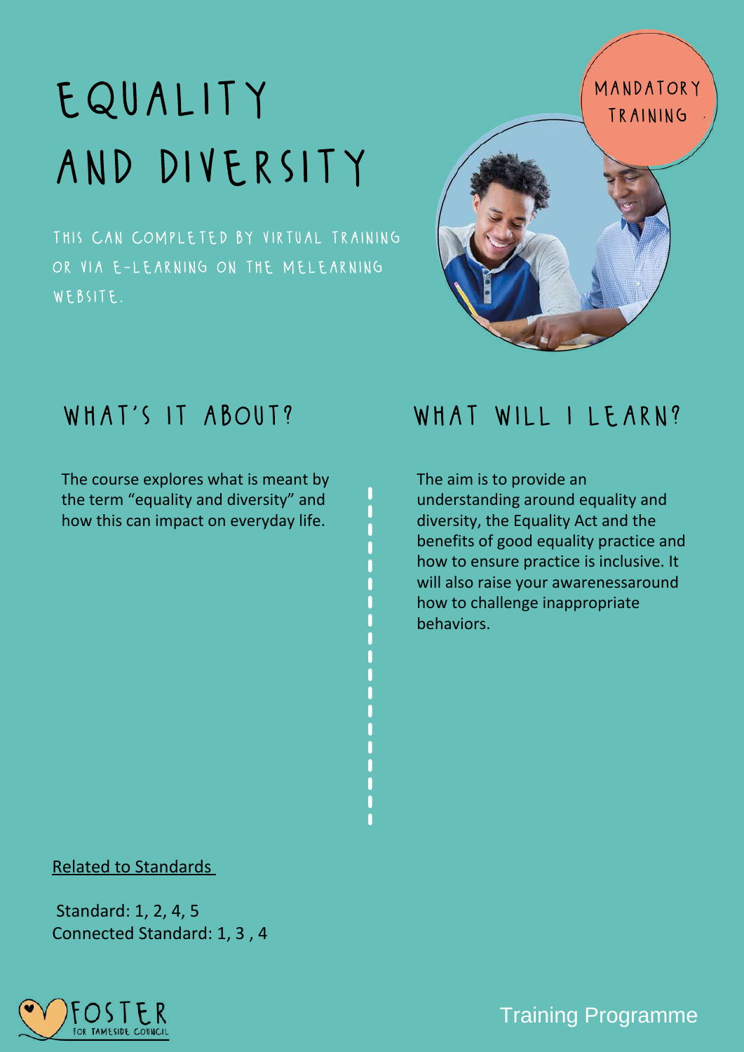# EQUALITY AND DIVERSITY

MANDATORY TRAINING

THIS CAN COMPLETED BY VIRTUAL TRAINING OR VIA E-LEARNING ON THE MELEARNING WEBSITE.

## WHAT'S IT ABOUT?

The course explores what is meant by the term "equality and diversity" and how this can impact on everyday life.

## WHAT WILL I LEARN?

The aim is to provide an understanding around equality and diversity, the Equality Act and the benefits of good equality practice and how to ensure practice is inclusive. It will also raise your awarenessaround how to challenge inappropriate behaviors.

Related to Standards

Standard: 1, 2, 4, 5
Connected Standard: 1, 3 , 4

FOSTER FOR TAMESIDE COUNCIL

Training Programme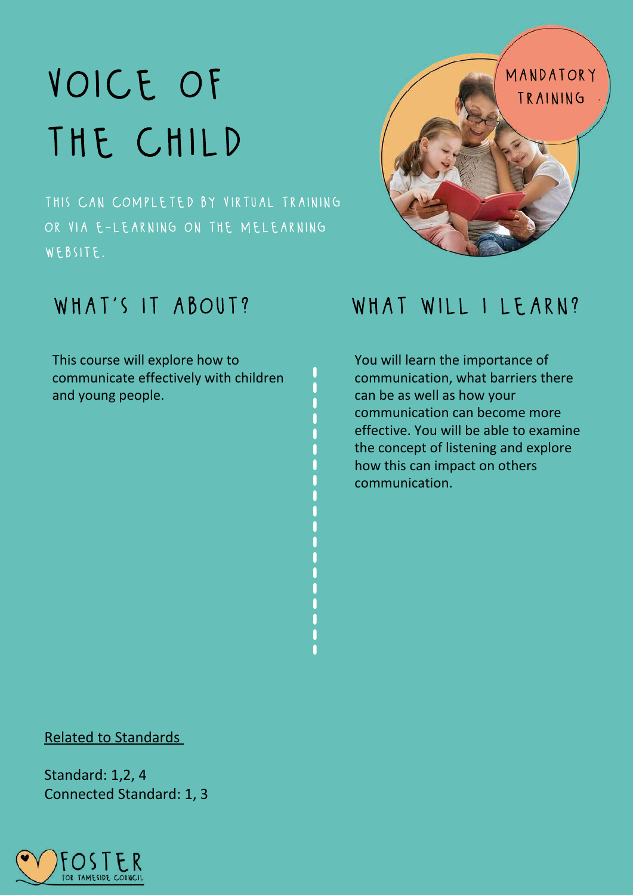# VOICE OF THE CHILD

THIS CAN COMPLETED BY VIRTUAL TRAINING OR VIA E-LEARNING ON THE MELEARNING WEBSITE.

MANDATORY TRAINING

## WHAT'S IT ABOUT?

This course will explore how to communicate effectively with children and young people.

## WHAT WILL I LEARN?

You will learn the importance of communication, what barriers there can be as well as how your communication can become more effective. You will be able to examine the concept of listening and explore how this can impact on others communication.

Related to Standards

Standard: 1,2, 4
Connected Standard: 1, 3

FOSTER FOR TAMESIDE COUNCIL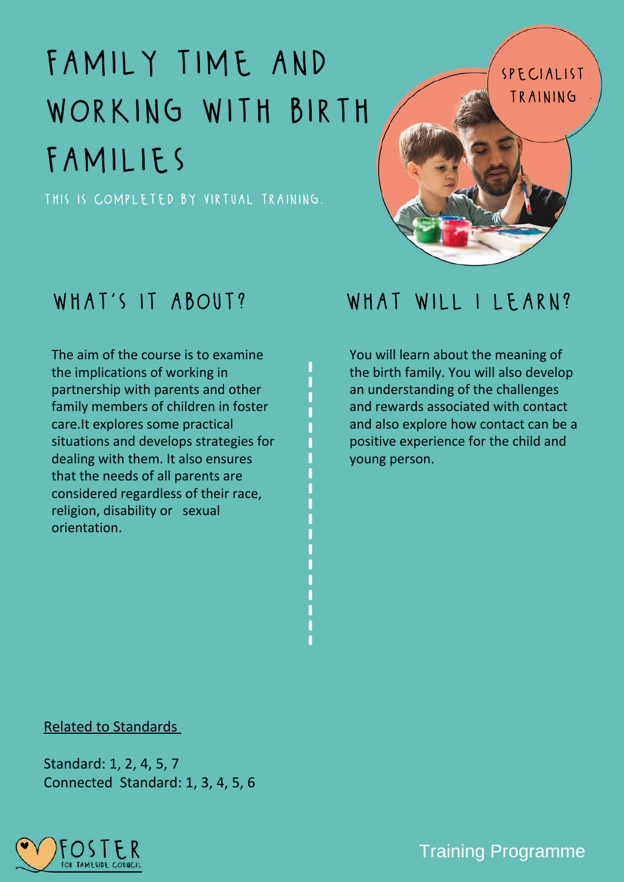# FAMILY TIME AND WORKING WITH BIRTH FAMILIES

THIS IS COMPLETED BY VIRTUAL TRAINING.

SPECIALIST TRAINING

## WHAT'S IT ABOUT?

The aim of the course is to examine the implications of working in partnership with parents and other family members of children in foster care.It explores some practical situations and develops strategies for dealing with them. It also ensures that the needs of all parents are considered regardless of their race, religion, disability or sexual orientation.

## WHAT WILL I LEARN?

You will learn about the meaning of the birth family. You will also develop an understanding of the challenges and rewards associated with contact and also explore how contact can be a positive experience for the child and young person.

Related to Standards

Standard: 1, 2, 4, 5, 7
Connected Standard: 1, 3, 4, 5, 6

FOSTER FOR TAMESIDE COUNCIL

Training Programme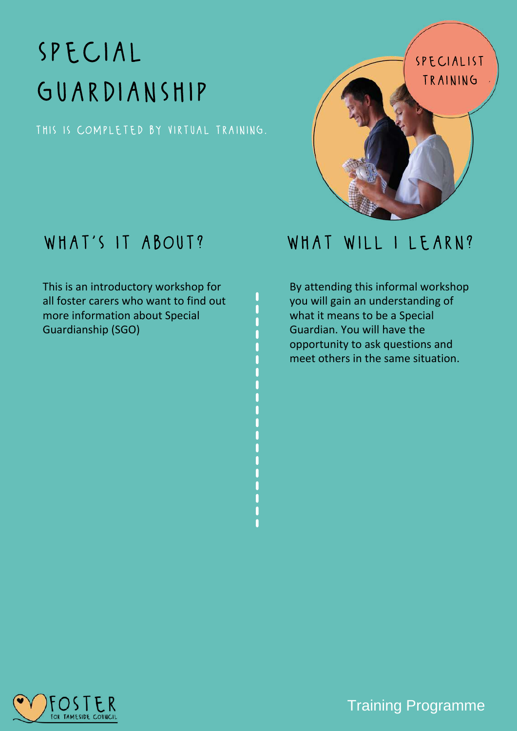# SPECIAL GUARDIANSHIP

THIS IS COMPLETED BY VIRTUAL TRAINING.

SPECIALIST TRAINING

## WHAT'S IT ABOUT?

This is an introductory workshop for all foster carers who want to find out more information about Special Guardianship (SGO)

## WHAT WILL I LEARN?

By attending this informal workshop you will gain an understanding of what it means to be a Special Guardian. You will have the opportunity to ask questions and meet others in the same situation.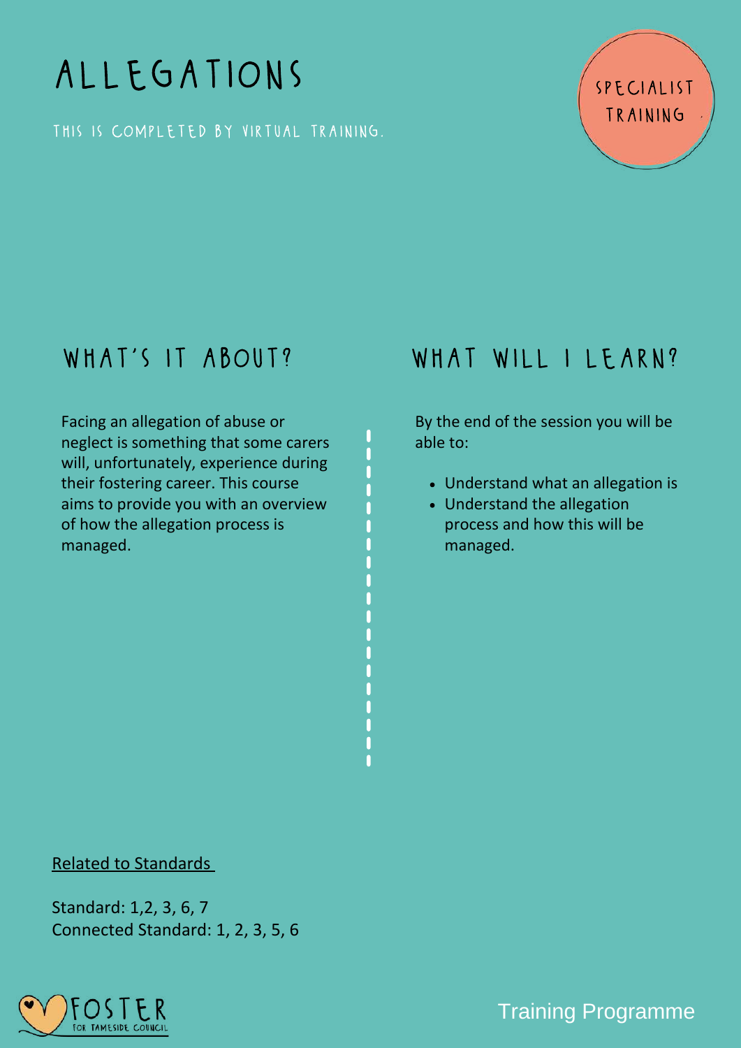# ALLEGATIONS

THIS IS COMPLETED BY VIRTUAL TRAINING.

SPECIALIST TRAINING

## WHAT'S IT ABOUT?

Facing an allegation of abuse or neglect is something that some carers will, unfortunately, experience during their fostering career. This course aims to provide you with an overview of how the allegation process is managed.

## WHAT WILL I LEARN?

By the end of the session you will be able to:

- Understand what an allegation is
- Understand the allegation process and how this will be managed.

Related to Standards

Standard: 1,2, 3, 6, 7
Connected Standard: 1, 2, 3, 5, 6

FOSTER FOR TAMESIDE COUNCIL

Training Programme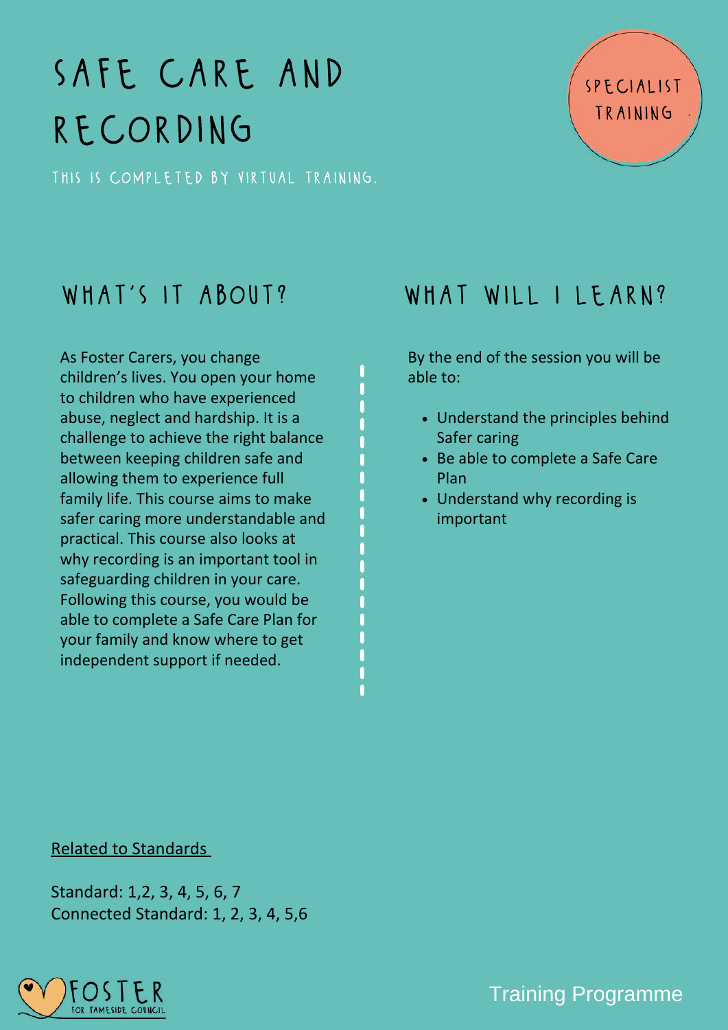# SAFE CARE AND RECORDING

SPECIALIST TRAINING

THIS IS COMPLETED BY VIRTUAL TRAINING.

## WHAT'S IT ABOUT?

As Foster Carers, you change children's lives. You open your home to children who have experienced abuse, neglect and hardship. It is a challenge to achieve the right balance between keeping children safe and allowing them to experience full family life. This course aims to make safer caring more understandable and practical. This course also looks at why recording is an important tool in safeguarding children in your care. Following this course, you would be able to complete a Safe Care Plan for your family and know where to get independent support if needed.

## WHAT WILL I LEARN?

By the end of the session you will be able to:

- Understand the principles behind Safer caring
- Be able to complete a Safe Care Plan
- Understand why recording is important

Related to Standards

Standard: 1,2, 3, 4, 5, 6, 7
Connected Standard: 1, 2, 3, 4, 5,6

FOSTER FOR TAMESIDE COUNCIL

Training Programme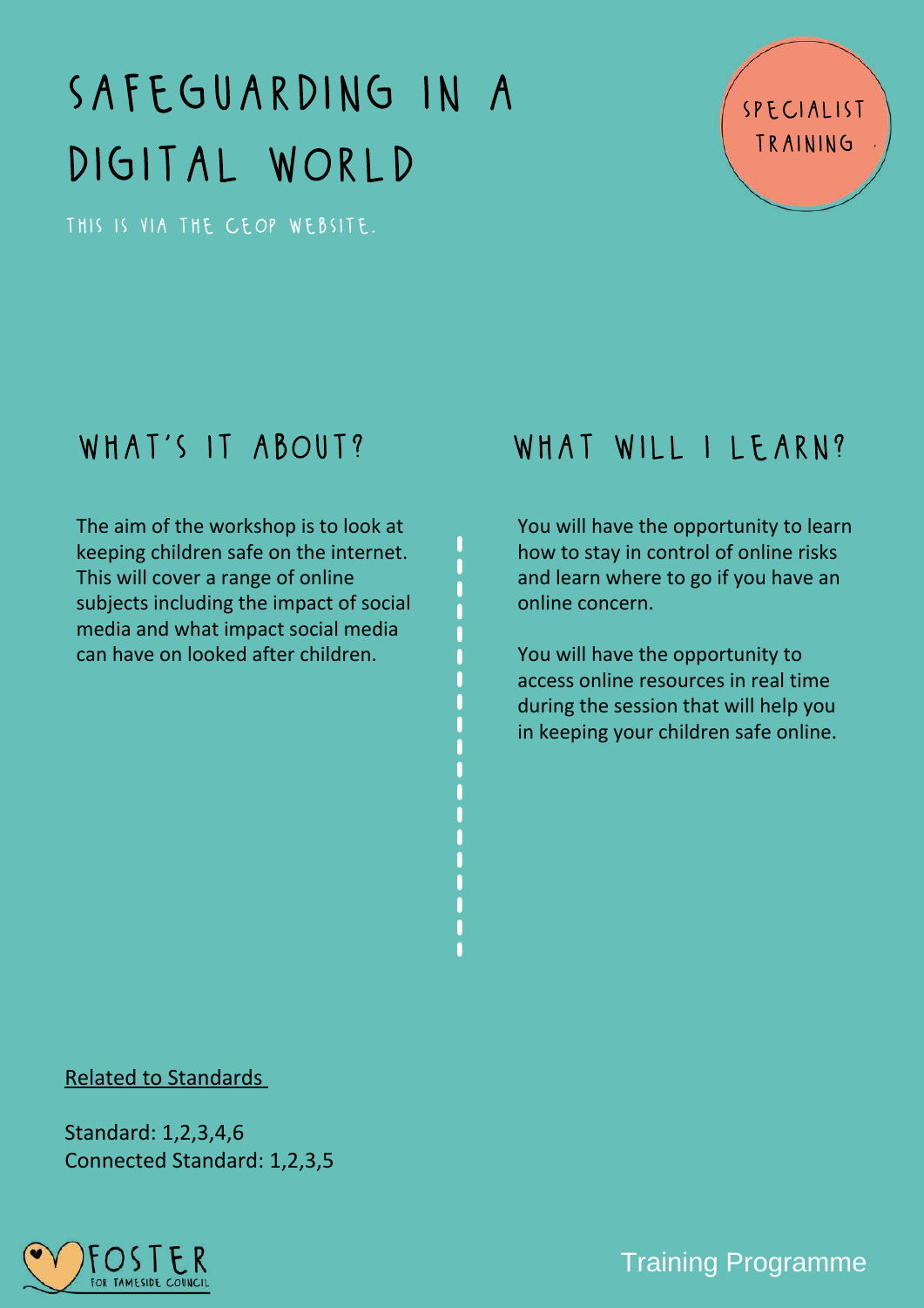# SAFEGUARDING IN A DIGITAL WORLD

THIS IS VIA THE CEOP WEBSITE.

SPECIALIST TRAINING

## WHAT'S IT ABOUT?

The aim of the workshop is to look at keeping children safe on the internet. This will cover a range of online subjects including the impact of social media and what impact social media can have on looked after children.

## WHAT WILL I LEARN?

You will have the opportunity to learn how to stay in control of online risks and learn where to go if you have an online concern.

You will have the opportunity to access online resources in real time during the session that will help you in keeping your children safe online.

Related to Standards

Standard: 1,2,3,4,6
Connected Standard: 1,2,3,5

FOSTER FOR TAMESIDE COUNCIL

Training Programme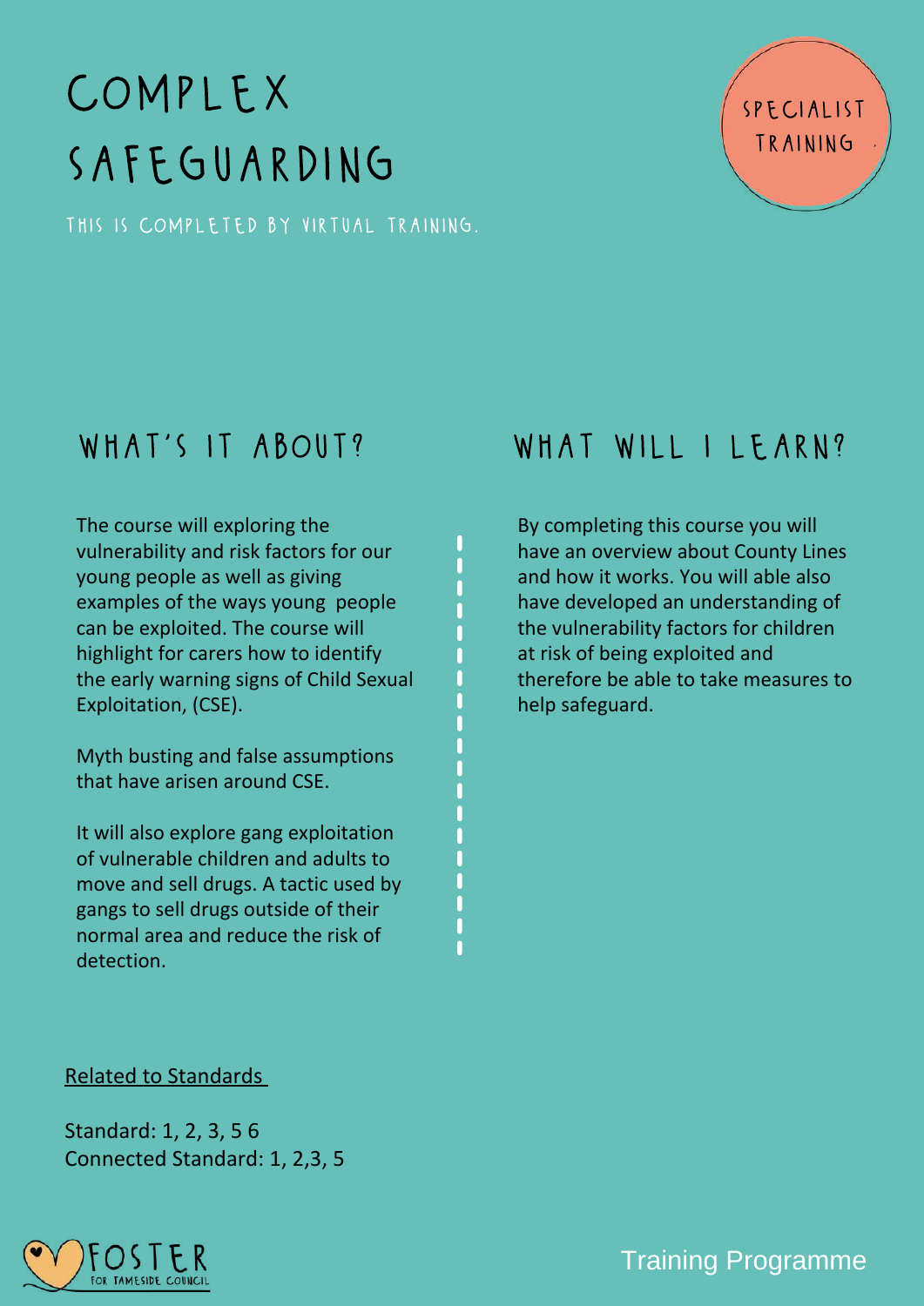# COMPLEX SAFEGUARDING

SPECIALIST TRAINING

THIS IS COMPLETED BY VIRTUAL TRAINING.

## WHAT'S IT ABOUT?

The course will exploring the vulnerability and risk factors for our young people as well as giving examples of the ways young people can be exploited. The course will highlight for carers how to identify the early warning signs of Child Sexual Exploitation, (CSE).

Myth busting and false assumptions that have arisen around CSE.

It will also explore gang exploitation of vulnerable children and adults to move and sell drugs. A tactic used by gangs to sell drugs outside of their normal area and reduce the risk of detection.

## WHAT WILL I LEARN?

By completing this course you will have an overview about County Lines and how it works. You will able also have developed an understanding of the vulnerability factors for children at risk of being exploited and therefore be able to take measures to help safeguard.

Related to Standards

Standard: 1, 2, 3, 5 6
Connected Standard: 1, 2,3, 5

FOSTER FOR TAMESIDE COUNCIL

Training Programme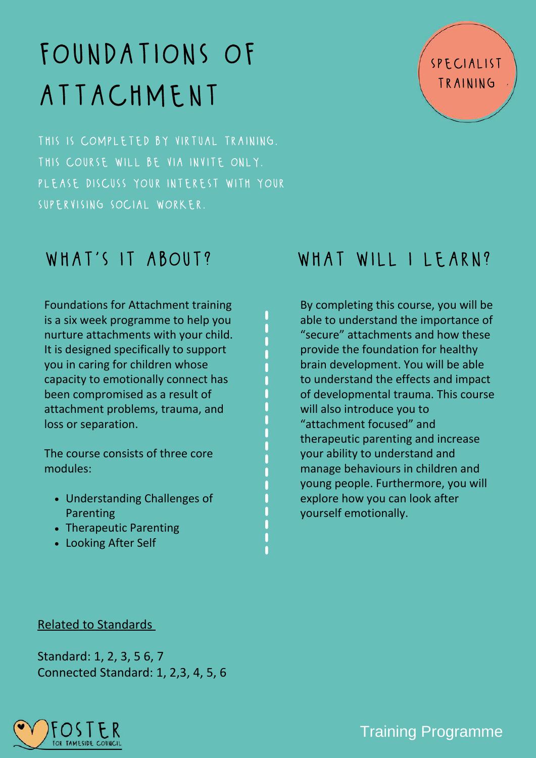# FOUNDATIONS OF ATTACHMENT

SPECIALIST TRAINING

THIS IS COMPLETED BY VIRTUAL TRAINING. THIS COURSE WILL BE VIA INVITE ONLY. PLEASE DISCUSS YOUR INTEREST WITH YOUR SUPERVISING SOCIAL WORKER.

## WHAT'S IT ABOUT?

Foundations for Attachment training is a six week programme to help you nurture attachments with your child. It is designed specifically to support you in caring for children whose capacity to emotionally connect has been compromised as a result of attachment problems, trauma, and loss or separation.

The course consists of three core modules:

- Understanding Challenges of Parenting
- Therapeutic Parenting
- Looking After Self

## WHAT WILL I LEARN?

By completing this course, you will be able to understand the importance of "secure" attachments and how these provide the foundation for healthy brain development. You will be able to understand the effects and impact of developmental trauma. This course will also introduce you to "attachment focused" and therapeutic parenting and increase your ability to understand and manage behaviours in children and young people. Furthermore, you will explore how you can look after yourself emotionally.

Related to Standards

Standard: 1, 2, 3, 5 6, 7
Connected Standard: 1, 2,3, 4, 5, 6

FOSTER FOR TAMESIDE COUNCIL

Training Programme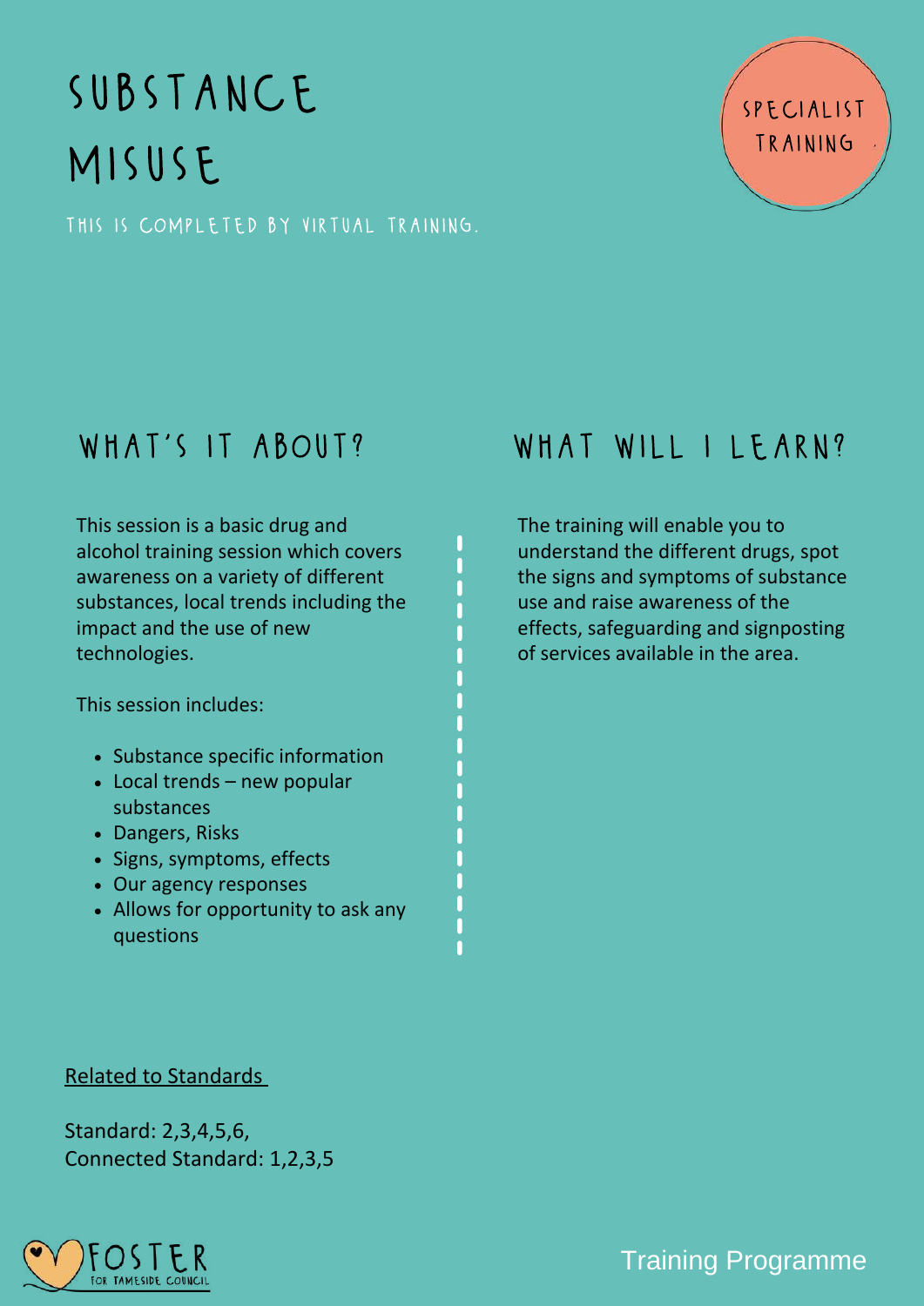# SUBSTANCE MISUSE

SPECIALIST TRAINING

THIS IS COMPLETED BY VIRTUAL TRAINING.

## WHAT'S IT ABOUT?

This session is a basic drug and alcohol training session which covers awareness on a variety of different substances, local trends including the impact and the use of new technologies.

This session includes:

- Substance specific information
- Local trends – new popular substances
- Dangers, Risks
- Signs, symptoms, effects
- Our agency responses
- Allows for opportunity to ask any questions

## WHAT WILL I LEARN?

The training will enable you to understand the different drugs, spot the signs and symptoms of substance use and raise awareness of the effects, safeguarding and signposting of services available in the area.

Related to Standards

Standard: 2,3,4,5,6,
Connected Standard: 1,2,3,5

FOSTER FOR TAMESIDE COUNCIL

Training Programme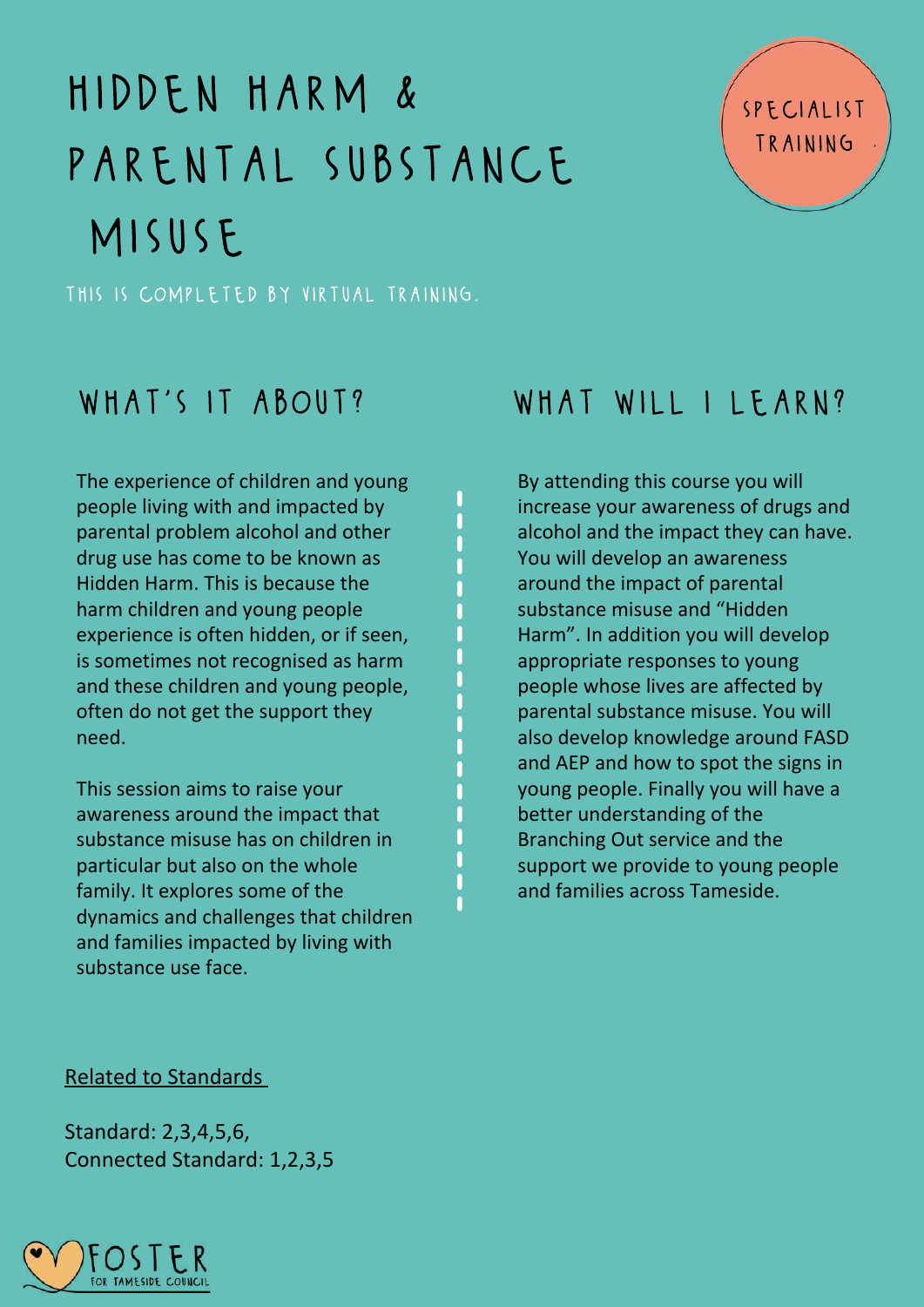# HIDDEN HARM & PARENTAL SUBSTANCE MISUSE

SPECIALIST TRAINING

THIS IS COMPLETED BY VIRTUAL TRAINING.

## WHAT'S IT ABOUT?

The experience of children and young people living with and impacted by parental problem alcohol and other drug use has come to be known as Hidden Harm. This is because the harm children and young people experience is often hidden, or if seen, is sometimes not recognised as harm and these children and young people, often do not get the support they need.

This session aims to raise your awareness around the impact that substance misuse has on children in particular but also on the whole family. It explores some of the dynamics and challenges that children and families impacted by living with substance use face.

## WHAT WILL I LEARN?

By attending this course you will increase your awareness of drugs and alcohol and the impact they can have. You will develop an awareness around the impact of parental substance misuse and "Hidden Harm". In addition you will develop appropriate responses to young people whose lives are affected by parental substance misuse. You will also develop knowledge around FASD and AEP and how to spot the signs in young people. Finally you will have a better understanding of the Branching Out service and the support we provide to young people and families across Tameside.

Related to Standards

Standard: 2,3,4,5,6,
Connected Standard: 1,2,3,5

FOSTER FOR TAMESIDE COUNCIL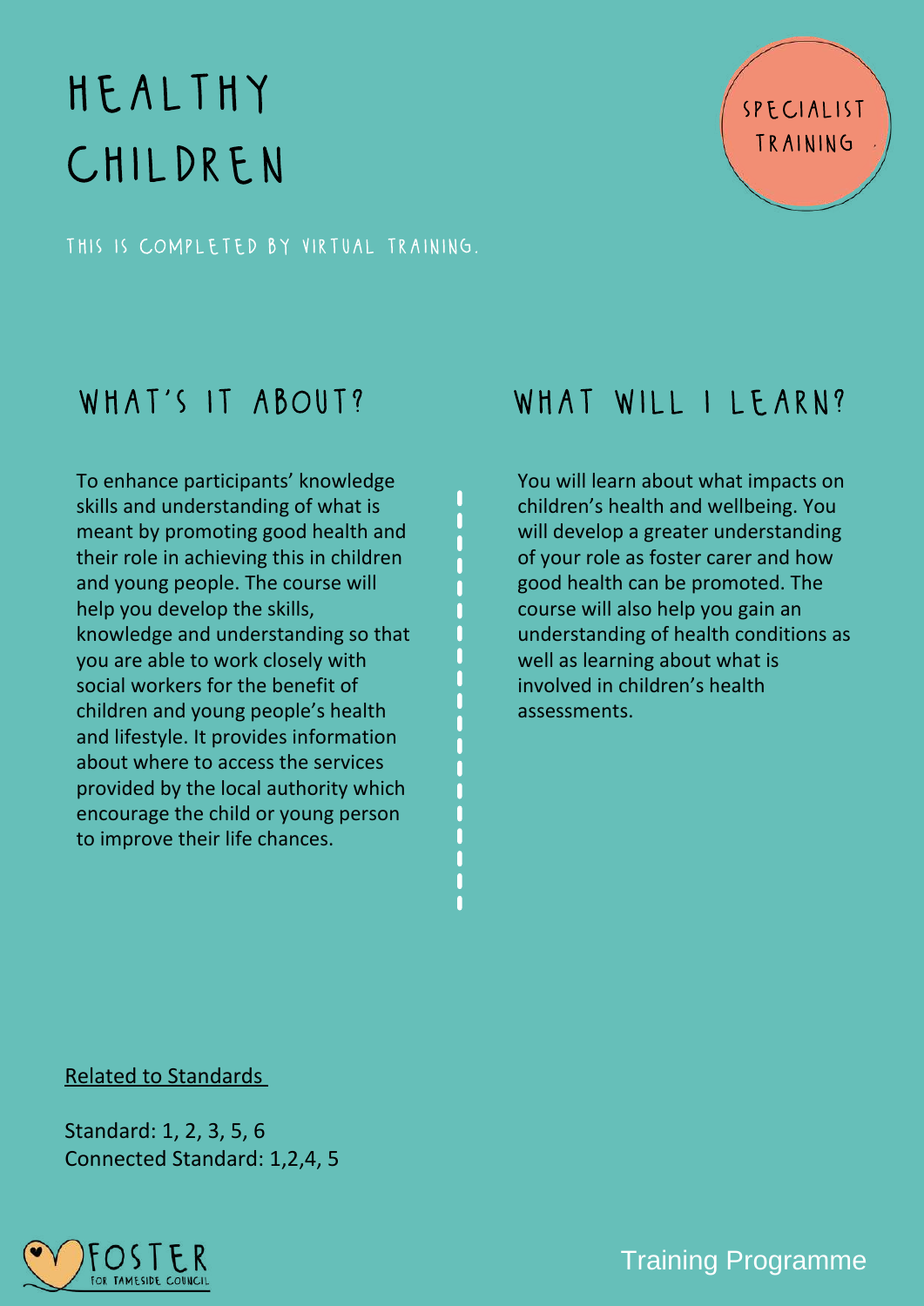# HEALTHY CHILDREN

SPECIALIST TRAINING

THIS IS COMPLETED BY VIRTUAL TRAINING.

## WHAT'S IT ABOUT?

To enhance participants' knowledge skills and understanding of what is meant by promoting good health and their role in achieving this in children and young people. The course will help you develop the skills, knowledge and understanding so that you are able to work closely with social workers for the benefit of children and young people's health and lifestyle. It provides information about where to access the services provided by the local authority which encourage the child or young person to improve their life chances.

## WHAT WILL I LEARN?

You will learn about what impacts on children's health and wellbeing. You will develop a greater understanding of your role as foster carer and how good health can be promoted. The course will also help you gain an understanding of health conditions as well as learning about what is involved in children's health assessments.

Related to Standards

Standard: 1, 2, 3, 5, 6
Connected Standard: 1,2,4, 5

FOSTER FOR TAMESIDE COUNCIL

Training Programme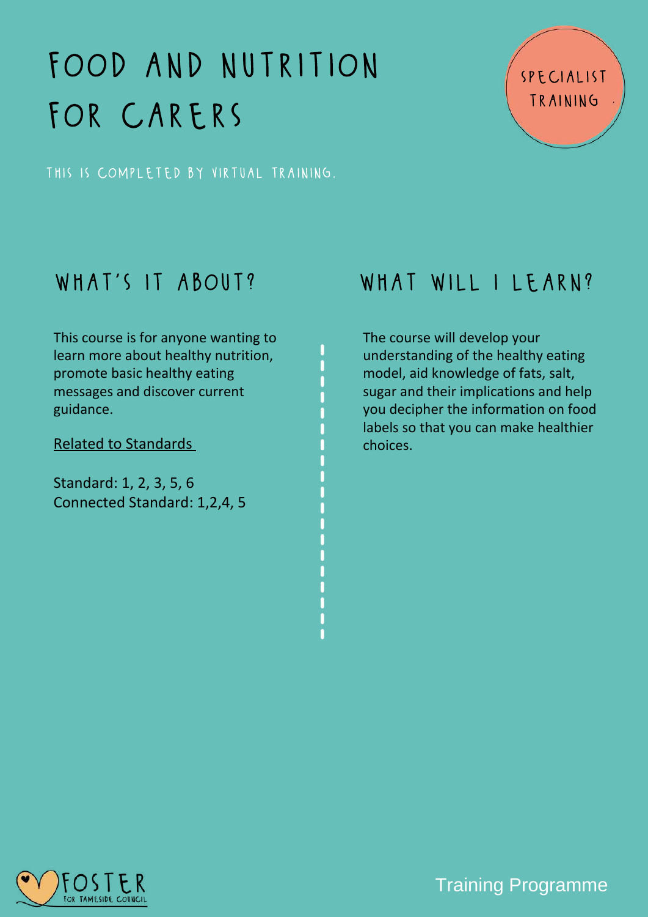# FOOD AND NUTRITION FOR CARERS

SPECIALIST TRAINING

THIS IS COMPLETED BY VIRTUAL TRAINING.

## WHAT'S IT ABOUT?

This course is for anyone wanting to learn more about healthy nutrition, promote basic healthy eating messages and discover current guidance.

Related to Standards

Standard: 1, 2, 3, 5, 6
Connected Standard: 1,2,4, 5

## WHAT WILL I LEARN?

The course will develop your understanding of the healthy eating model, aid knowledge of fats, salt, sugar and their implications and help you decipher the information on food labels so that you can make healthier choices.

FOSTER FOR TAMESIDE COUNCIL

Training Programme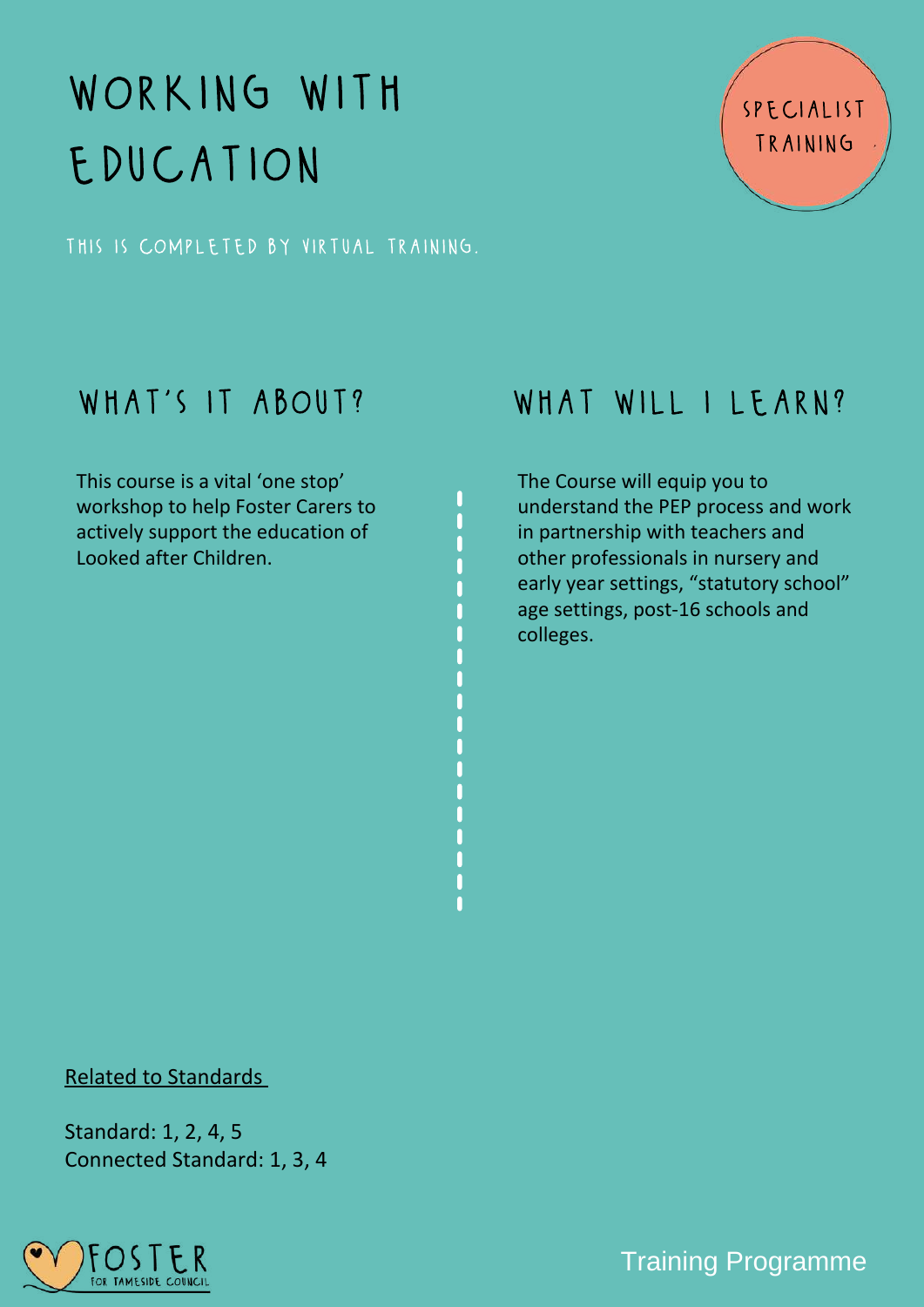# WORKING WITH EDUCATION

SPECIALIST TRAINING

THIS IS COMPLETED BY VIRTUAL TRAINING.

## WHAT'S IT ABOUT?

This course is a vital 'one stop' workshop to help Foster Carers to actively support the education of Looked after Children.

## WHAT WILL I LEARN?

The Course will equip you to understand the PEP process and work in partnership with teachers and other professionals in nursery and early year settings, "statutory school" age settings, post-16 schools and colleges.

Related to Standards

Standard: 1, 2, 4, 5
Connected Standard: 1, 3, 4

FOSTER FOR TAMESIDE COUNCIL

Training Programme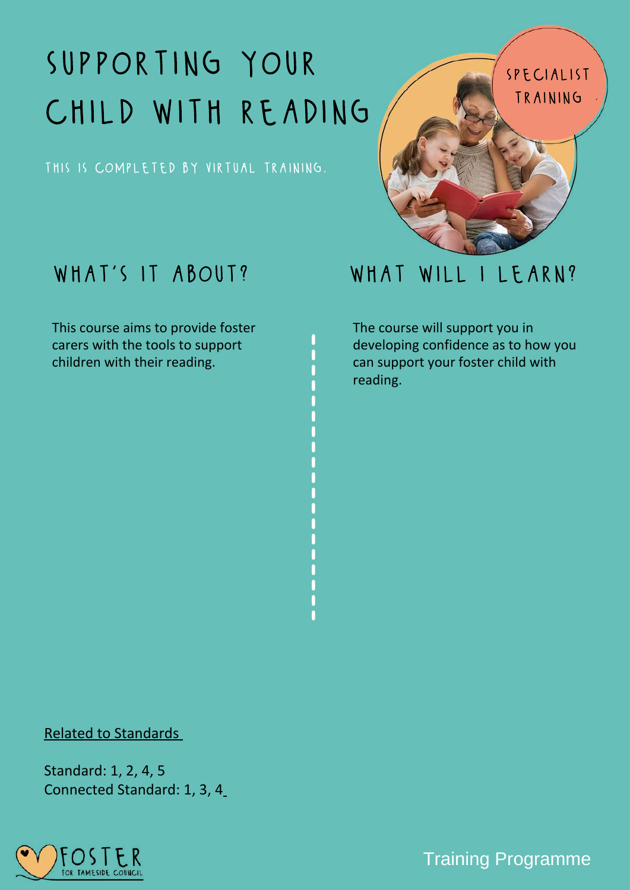# SUPPORTING YOUR CHILD WITH READING

THIS IS COMPLETED BY VIRTUAL TRAINING.

SPECIALIST TRAINING

## WHAT'S IT ABOUT?

This course aims to provide foster carers with the tools to support children with their reading.

## WHAT WILL I LEARN?

The course will support you in developing confidence as to how you can support your foster child with reading.

Related to Standards

Standard: 1, 2, 4, 5
Connected Standard: 1, 3, 4

FOSTER FOR TAMESIDE COUNCIL

Training Programme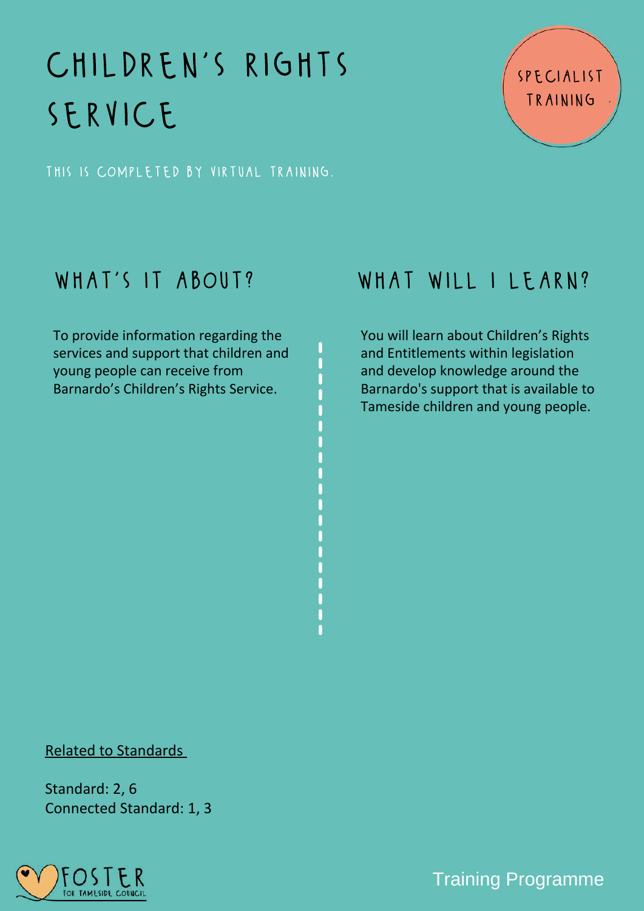# CHILDREN'S RIGHTS SERVICE

SPECIALIST TRAINING

THIS IS COMPLETED BY VIRTUAL TRAINING.

## WHAT'S IT ABOUT?

To provide information regarding the services and support that children and young people can receive from Barnardo's Children's Rights Service.

## WHAT WILL I LEARN?

You will learn about Children's Rights and Entitlements within legislation and develop knowledge around the Barnardo's support that is available to Tameside children and young people.

Related to Standards

Standard: 2, 6
Connected Standard: 1, 3

FOSTER FOR TAMESIDE COUNCIL

Training Programme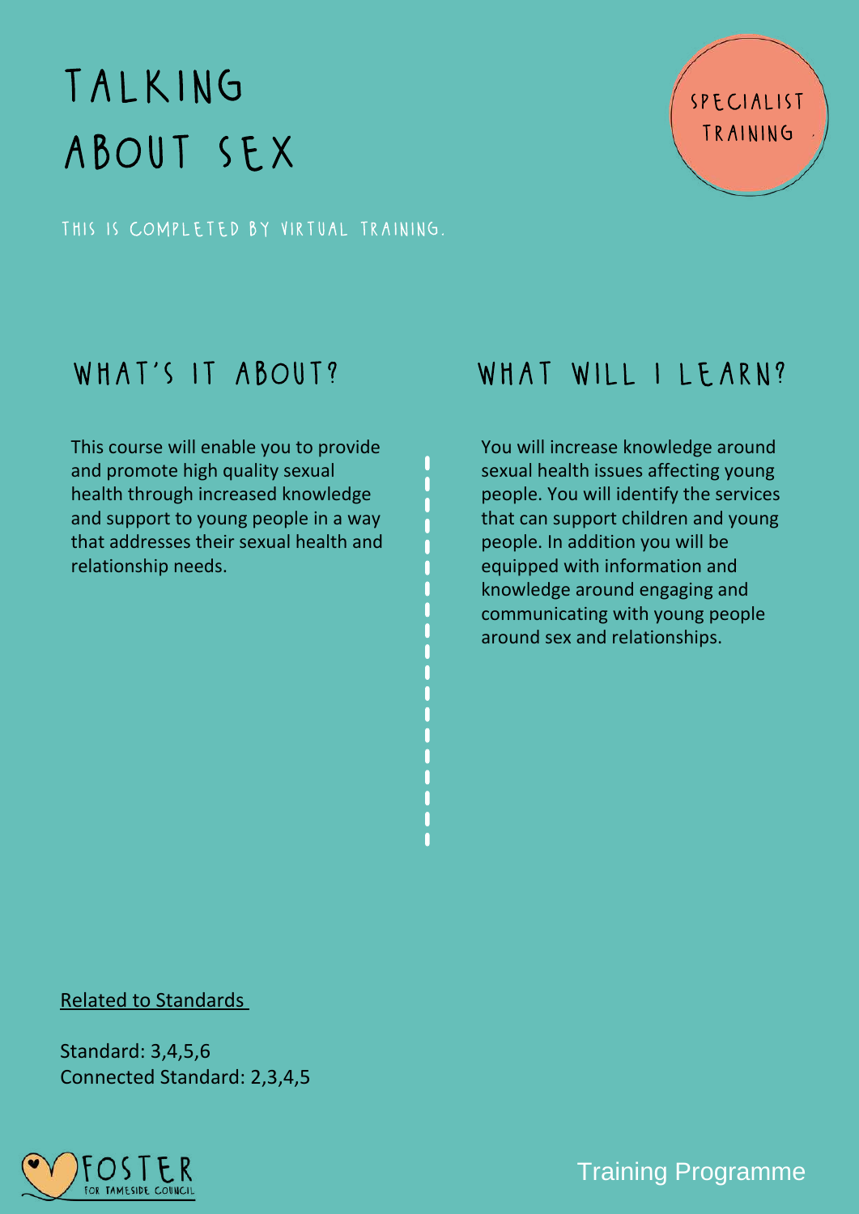# TALKING ABOUT SEX

SPECIALIST TRAINING

THIS IS COMPLETED BY VIRTUAL TRAINING.

## WHAT'S IT ABOUT?

This course will enable you to provide and promote high quality sexual health through increased knowledge and support to young people in a way that addresses their sexual health and relationship needs.

## WHAT WILL I LEARN?

You will increase knowledge around sexual health issues affecting young people. You will identify the services that can support children and young people. In addition you will be equipped with information and knowledge around engaging and communicating with young people around sex and relationships.

Related to Standards

Standard: 3,4,5,6
Connected Standard: 2,3,4,5

FOSTER FOR TAMESIDE COUNCIL

Training Programme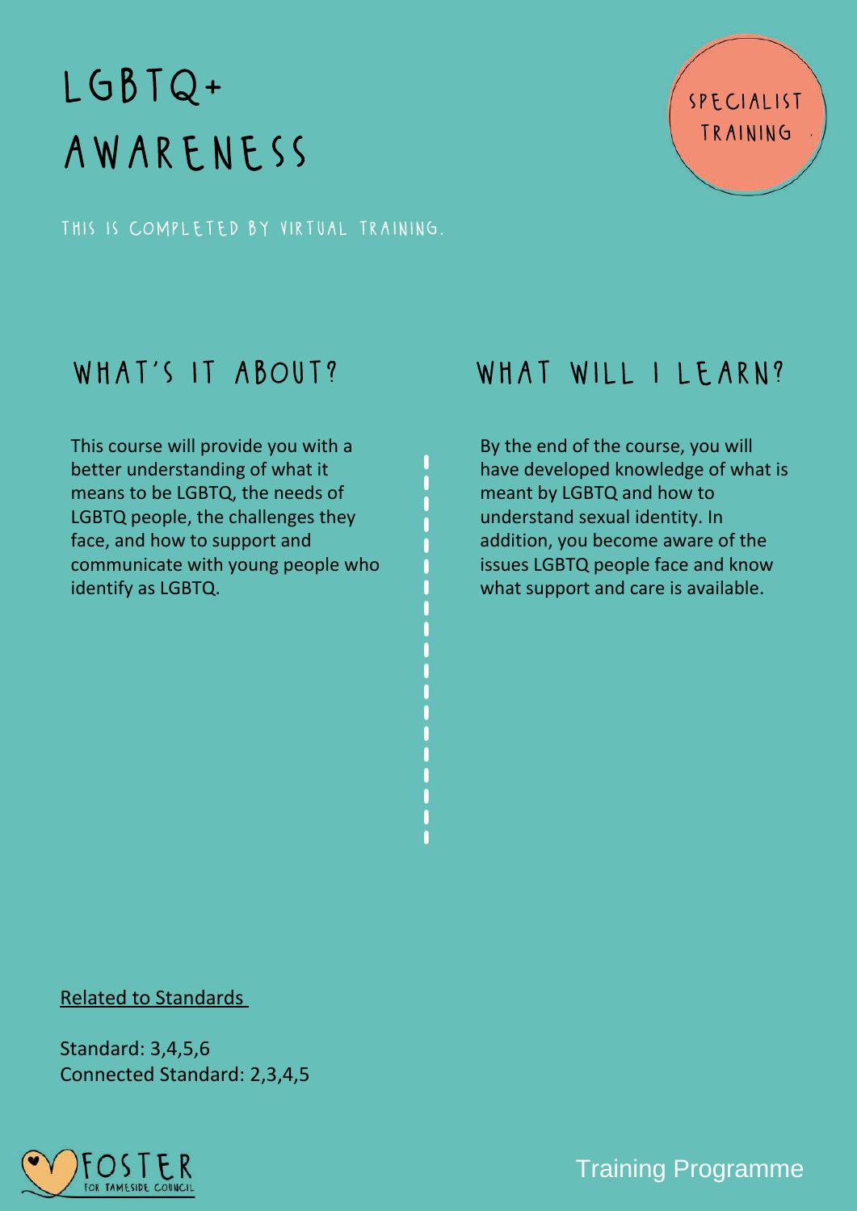# LGBTQ+ AWARENESS

SPECIALIST TRAINING

THIS IS COMPLETED BY VIRTUAL TRAINING.

## WHAT'S IT ABOUT?

This course will provide you with a better understanding of what it means to be LGBTQ, the needs of LGBTQ people, the challenges they face, and how to support and communicate with young people who identify as LGBTQ.

## WHAT WILL I LEARN?

By the end of the course, you will have developed knowledge of what is meant by LGBTQ and how to understand sexual identity. In addition, you become aware of the issues LGBTQ people face and know what support and care is available.

Related to Standards

Standard: 3,4,5,6
Connected Standard: 2,3,4,5

FOSTER FOR TAMESIDE COUNCIL

Training Programme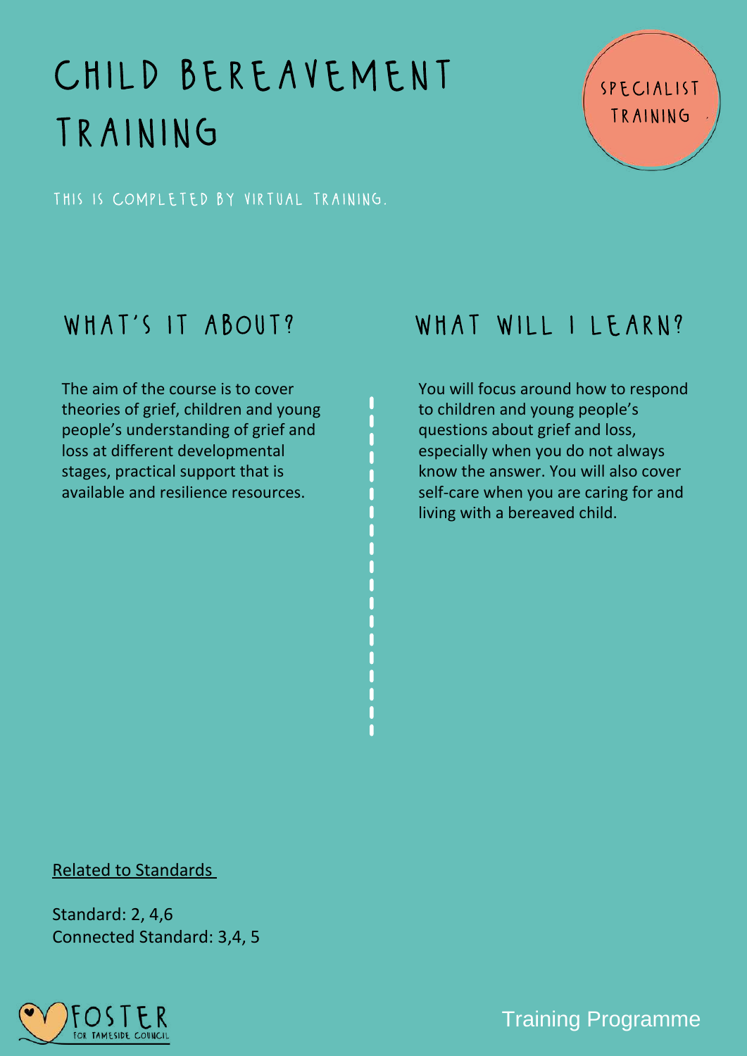# CHILD BEREAVEMENT TRAINING

SPECIALIST TRAINING

THIS IS COMPLETED BY VIRTUAL TRAINING.

## WHAT'S IT ABOUT?

The aim of the course is to cover theories of grief, children and young people's understanding of grief and loss at different developmental stages, practical support that is available and resilience resources.

## WHAT WILL I LEARN?

You will focus around how to respond to children and young people's questions about grief and loss, especially when you do not always know the answer. You will also cover self-care when you are caring for and living with a bereaved child.

Related to Standards

Standard: 2, 4,6
Connected Standard: 3,4, 5

FOSTER FOR TAMESIDE COUNCIL

Training Programme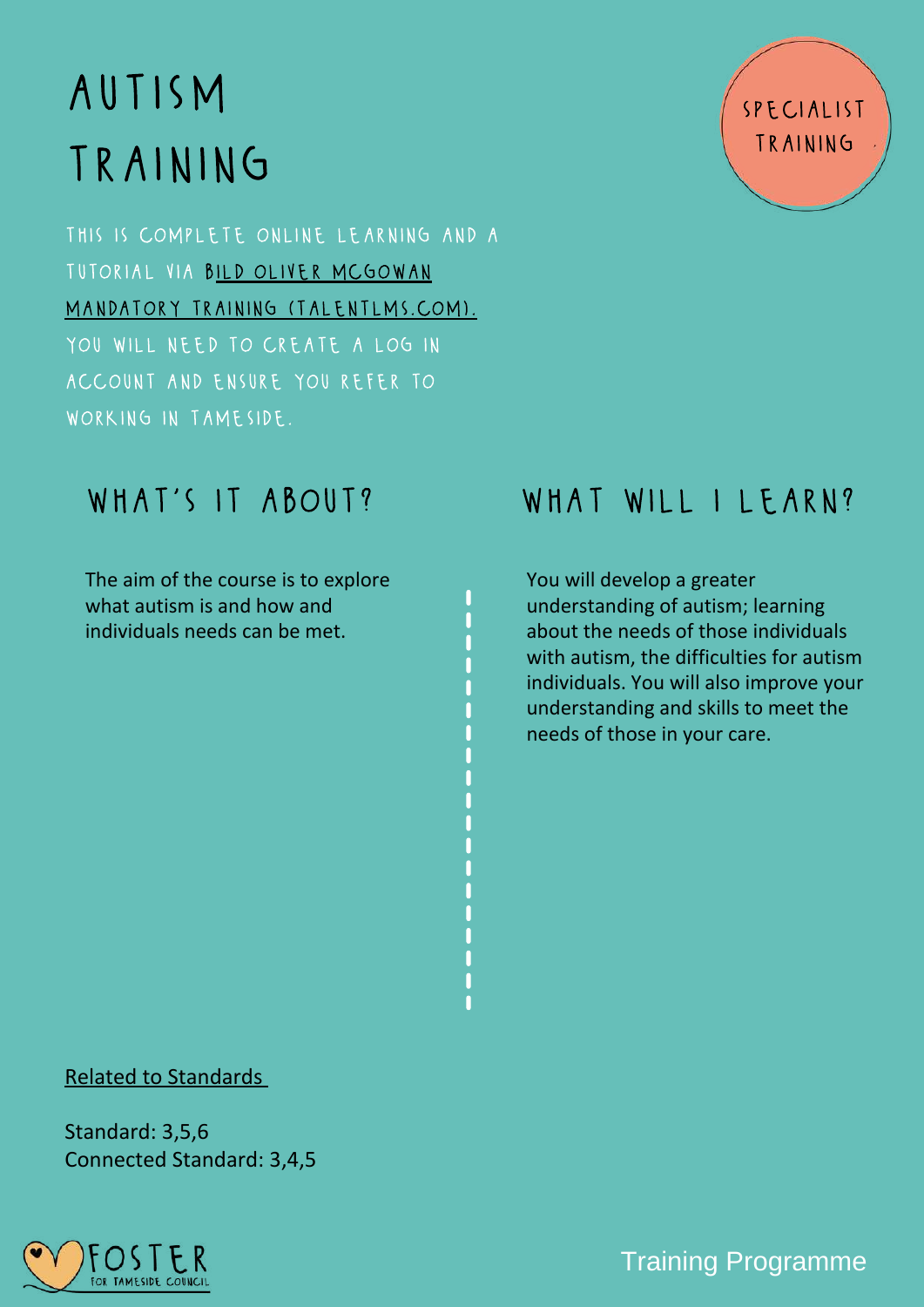# AUTISM TRAINING

SPECIALIST TRAINING

THIS IS COMPLETE ONLINE LEARNING AND A TUTORIAL VIA BILD OLIVER MCGOWAN MANDATORY TRAINING (TALENTLMS.COM). YOU WILL NEED TO CREATE A LOG IN ACCOUNT AND ENSURE YOU REFER TO WORKING IN TAMESIDE.

## WHAT'S IT ABOUT?

The aim of the course is to explore what autism is and how and individuals needs can be met.

## WHAT WILL I LEARN?

You will develop a greater understanding of autism; learning about the needs of those individuals with autism, the difficulties for autism individuals. You will also improve your understanding and skills to meet the needs of those in your care.

Related to Standards

Standard: 3,5,6
Connected Standard: 3,4,5

FOSTER FOR TAMESIDE COUNCIL

Training Programme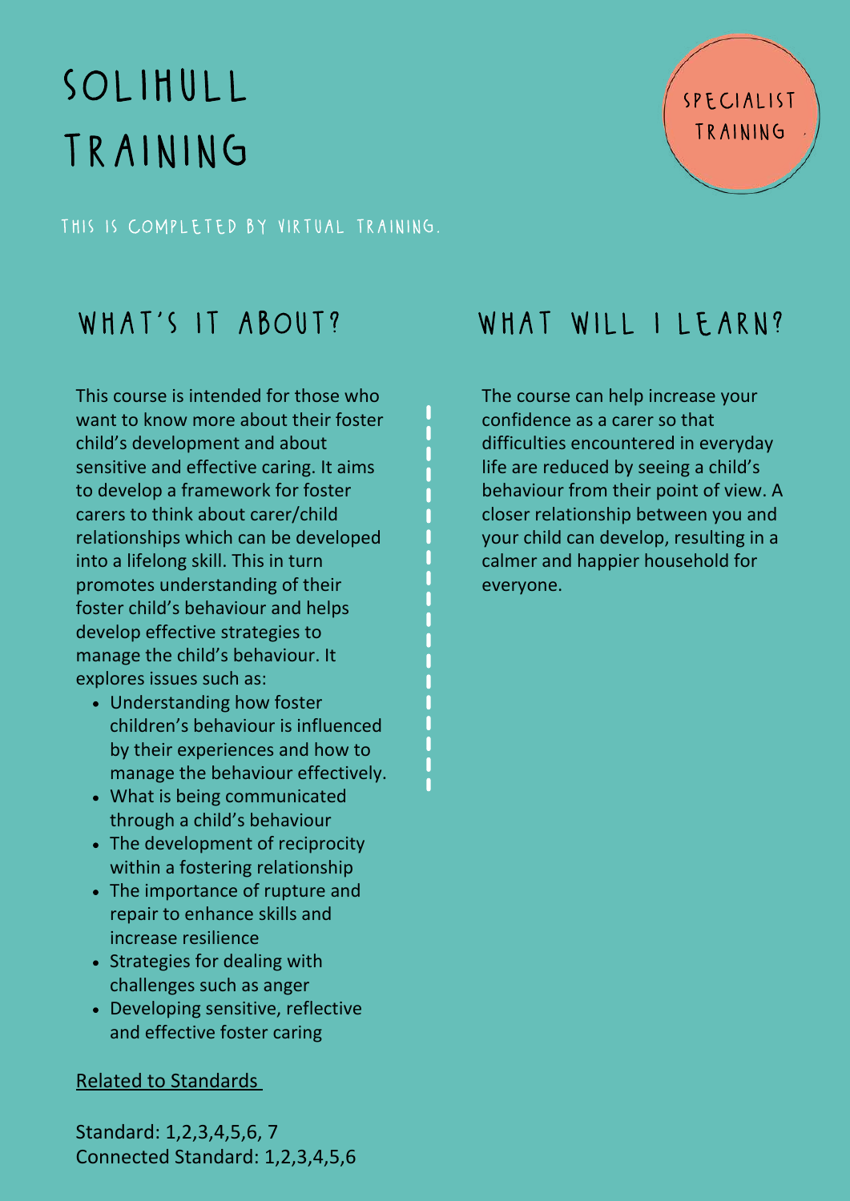# Solihull Training

Specialist Training

This is completed by virtual training.

## What's it about?

This course is intended for those who want to know more about their foster child's development and about sensitive and effective caring. It aims to develop a framework for foster carers to think about carer/child relationships which can be developed into a lifelong skill. This in turn promotes understanding of their foster child's behaviour and helps develop effective strategies to manage the child's behaviour. It explores issues such as:

- Understanding how foster children's behaviour is influenced by their experiences and how to manage the behaviour effectively.
- What is being communicated through a child's behaviour
- The development of reciprocity within a fostering relationship
- The importance of rupture and repair to enhance skills and increase resilience
- Strategies for dealing with challenges such as anger
- Developing sensitive, reflective and effective foster caring

Related to Standards

Standard: 1,2,3,4,5,6, 7
Connected Standard: 1,2,3,4,5,6

## What will I learn?

The course can help increase your confidence as a carer so that difficulties encountered in everyday life are reduced by seeing a child's behaviour from their point of view. A closer relationship between you and your child can develop, resulting in a calmer and happier household for everyone.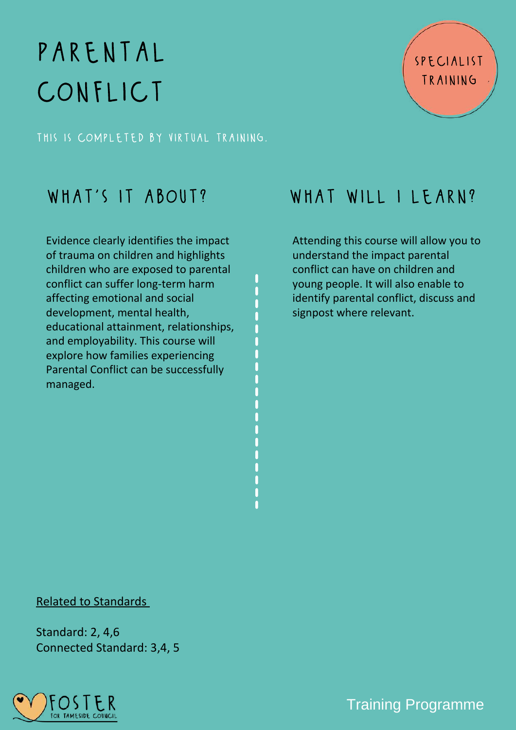# PARENTAL CONFLICT

SPECIALIST TRAINING

THIS IS COMPLETED BY VIRTUAL TRAINING.

## WHAT'S IT ABOUT?

Evidence clearly identifies the impact of trauma on children and highlights children who are exposed to parental conflict can suffer long-term harm affecting emotional and social development, mental health, educational attainment, relationships, and employability. This course will explore how families experiencing Parental Conflict can be successfully managed.

## WHAT WILL I LEARN?

Attending this course will allow you to understand the impact parental conflict can have on children and young people. It will also enable to identify parental conflict, discuss and signpost where relevant.

Related to Standards

Standard: 2, 4,6
Connected Standard: 3,4, 5

FOSTER FOR TAMESIDE COUNCIL

Training Programme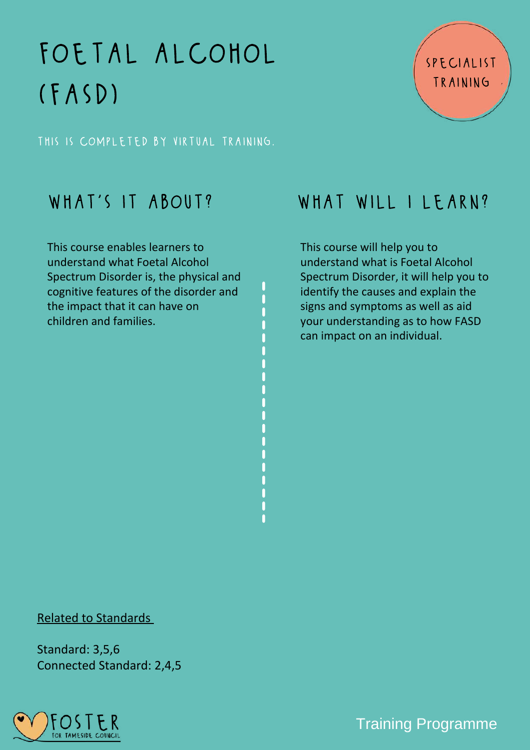# FOETAL ALCOHOL (FASD)

SPECIALIST TRAINING

THIS IS COMPLETED BY VIRTUAL TRAINING.

## WHAT'S IT ABOUT?

This course enables learners to understand what Foetal Alcohol Spectrum Disorder is, the physical and cognitive features of the disorder and the impact that it can have on children and families.

## WHAT WILL I LEARN?

This course will help you to understand what is Foetal Alcohol Spectrum Disorder, it will help you to identify the causes and explain the signs and symptoms as well as aid your understanding as to how FASD can impact on an individual.

Related to Standards

Standard: 3,5,6
Connected Standard: 2,4,5

FOSTER FOR TAMESIDE COUNCIL

Training Programme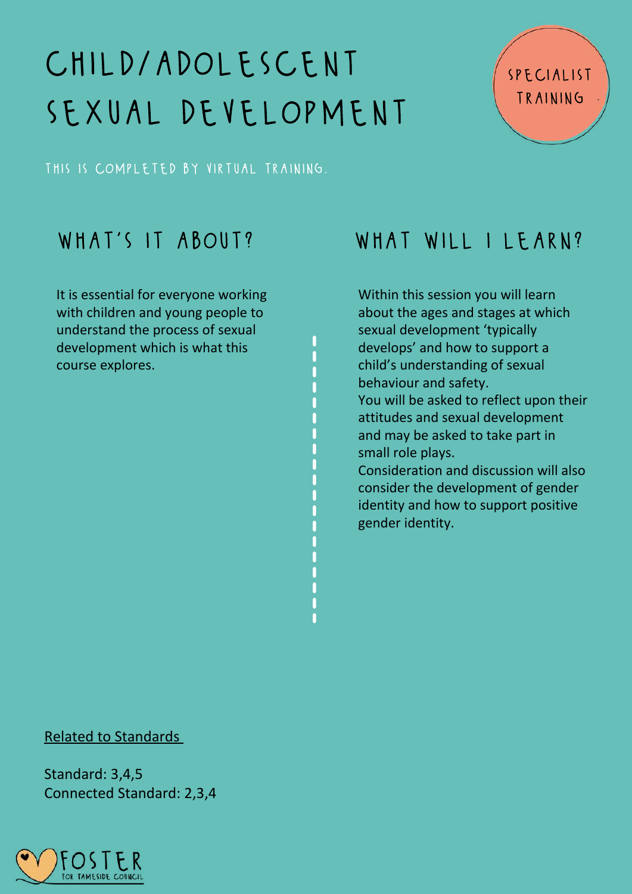# CHILD/ADOLESCENT SEXUAL DEVELOPMENT

SPECIALIST TRAINING

THIS IS COMPLETED BY VIRTUAL TRAINING.

## WHAT'S IT ABOUT?

It is essential for everyone working with children and young people to understand the process of sexual development which is what this course explores.

## WHAT WILL I LEARN?

Within this session you will learn about the ages and stages at which sexual development 'typically develops' and how to support a child's understanding of sexual behaviour and safety.
You will be asked to reflect upon their attitudes and sexual development and may be asked to take part in small role plays.
Consideration and discussion will also consider the development of gender identity and how to support positive gender identity.

Related to Standards

Standard: 3,4,5
Connected Standard: 2,3,4

FOSTER FOR TAMESIDE COUNCIL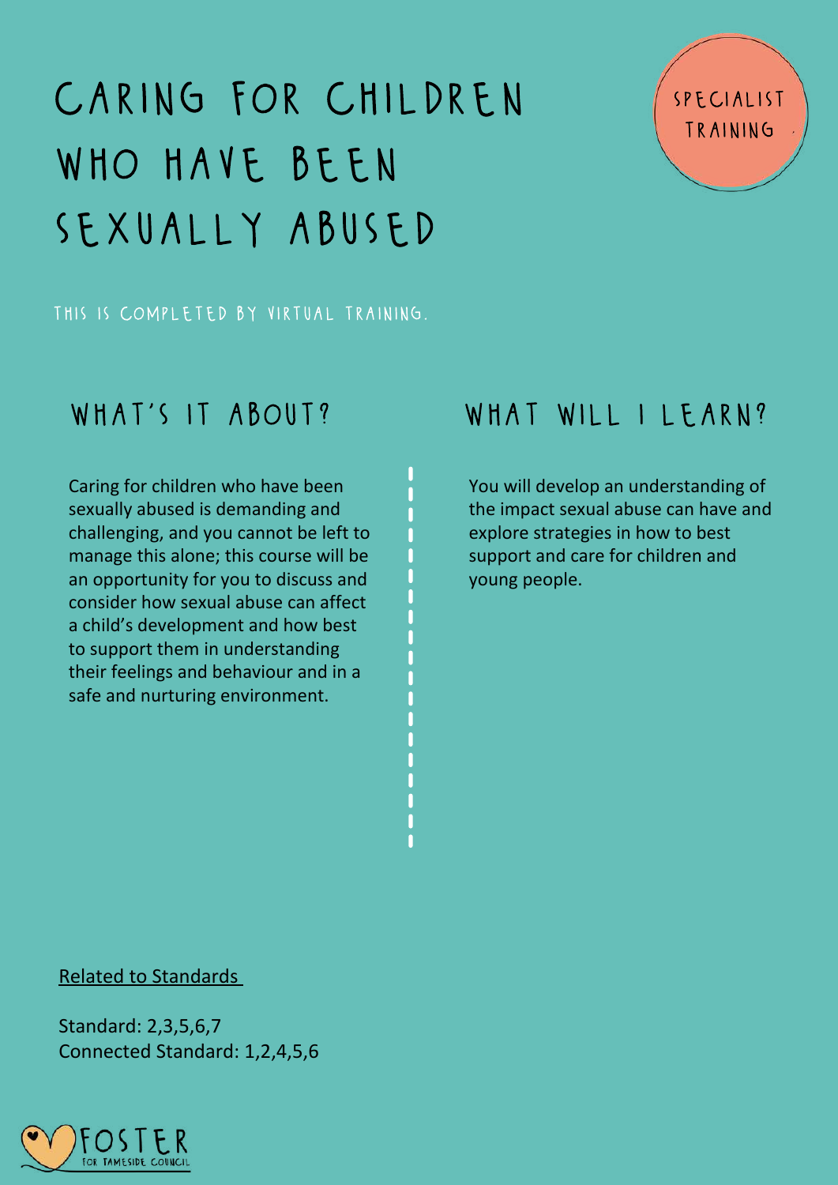# CARING FOR CHILDREN WHO HAVE BEEN SEXUALLY ABUSED

SPECIALIST TRAINING

THIS IS COMPLETED BY VIRTUAL TRAINING.

## WHAT'S IT ABOUT?

Caring for children who have been sexually abused is demanding and challenging, and you cannot be left to manage this alone; this course will be an opportunity for you to discuss and consider how sexual abuse can affect a child's development and how best to support them in understanding their feelings and behaviour and in a safe and nurturing environment.

## WHAT WILL I LEARN?

You will develop an understanding of the impact sexual abuse can have and explore strategies in how to best support and care for children and young people.

Related to Standards

Standard: 2,3,5,6,7
Connected Standard: 1,2,4,5,6

FOSTER FOR TAMESIDE COUNCIL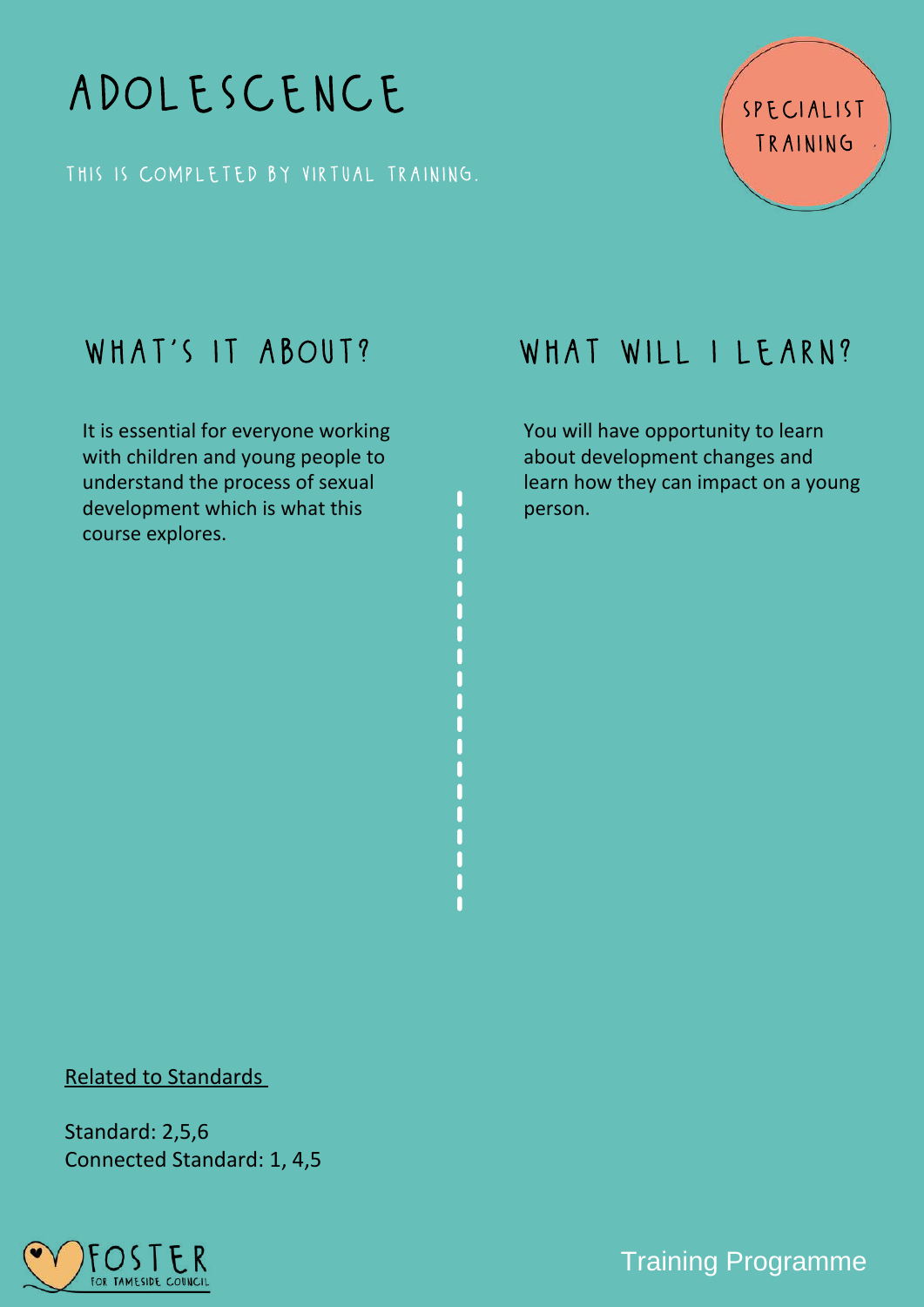# ADOLESCENCE

THIS IS COMPLETED BY VIRTUAL TRAINING.

SPECIALIST TRAINING

## WHAT'S IT ABOUT?

It is essential for everyone working with children and young people to understand the process of sexual development which is what this course explores.

## WHAT WILL I LEARN?

You will have opportunity to learn about development changes and learn how they can impact on a young person.

Related to Standards

Standard: 2,5,6
Connected Standard: 1, 4,5

FOSTER FOR TAMESIDE COUNCIL

Training Programme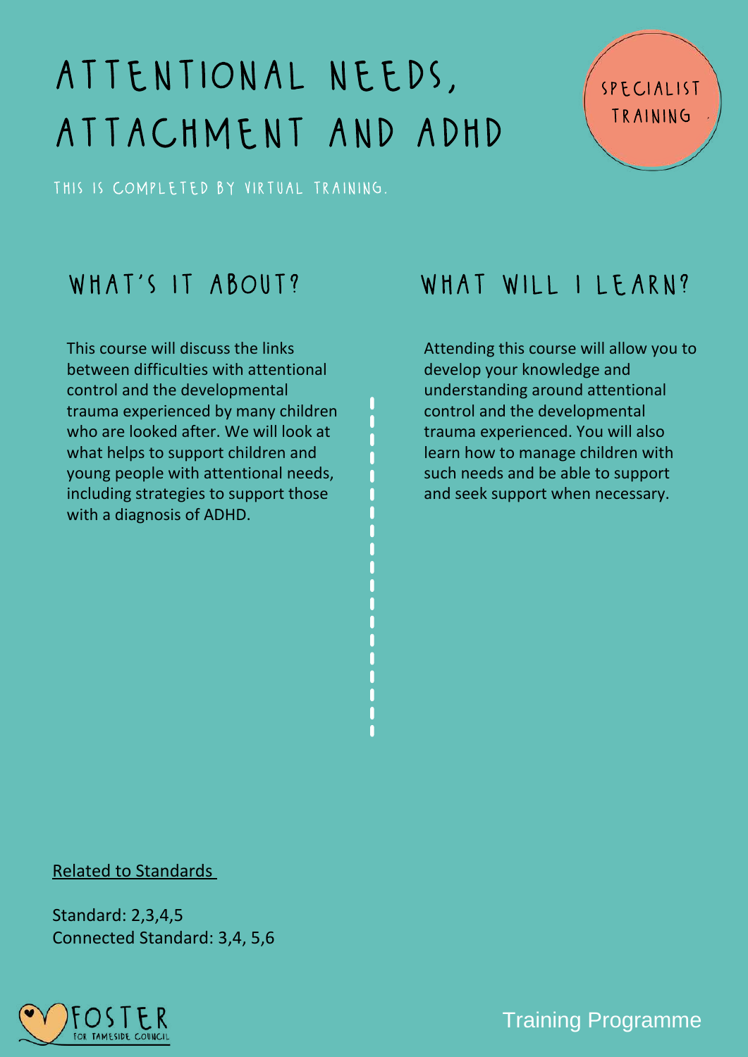# ATTENTIONAL NEEDS, ATTACHMENT AND ADHD

SPECIALIST TRAINING

THIS IS COMPLETED BY VIRTUAL TRAINING.

## WHAT'S IT ABOUT?

This course will discuss the links between difficulties with attentional control and the developmental trauma experienced by many children who are looked after. We will look at what helps to support children and young people with attentional needs, including strategies to support those with a diagnosis of ADHD.

## WHAT WILL I LEARN?

Attending this course will allow you to develop your knowledge and understanding around attentional control and the developmental trauma experienced. You will also learn how to manage children with such needs and be able to support and seek support when necessary.

Related to Standards

Standard: 2,3,4,5
Connected Standard: 3,4, 5,6

FOSTER FOR TAMESIDE COUNCIL

Training Programme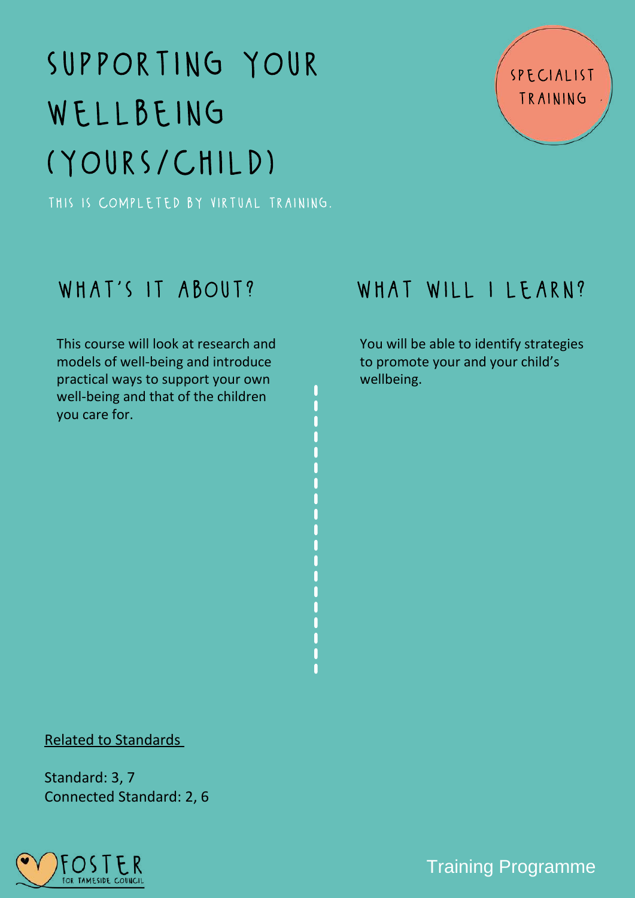# SUPPORTING YOUR WELLBEING (YOURS/CHILD)

SPECIALIST TRAINING

THIS IS COMPLETED BY VIRTUAL TRAINING.

## WHAT'S IT ABOUT?

This course will look at research and models of well-being and introduce practical ways to support your own well-being and that of the children you care for.

## WHAT WILL I LEARN?

You will be able to identify strategies to promote your and your child's wellbeing.

Related to Standards

Standard: 3, 7
Connected Standard: 2, 6

FOSTER FOR TAMESIDE COUNCIL

Training Programme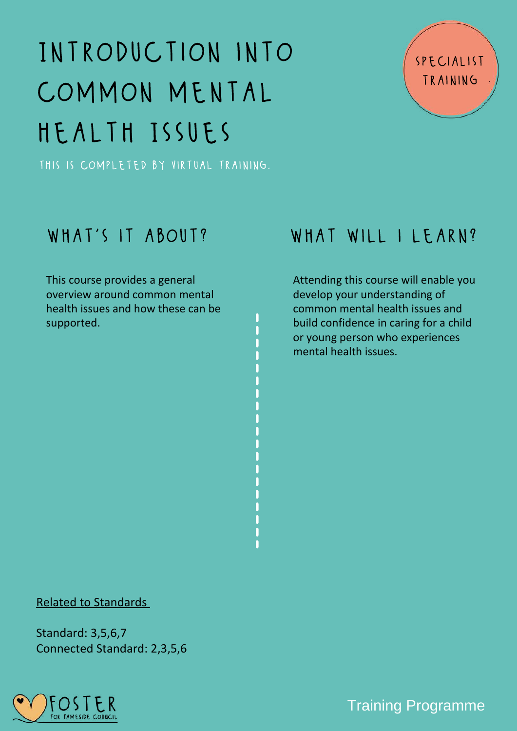# INTRODUCTION INTO COMMON MENTAL HEALTH ISSUES

SPECIALIST TRAINING

THIS IS COMPLETED BY VIRTUAL TRAINING.

## WHAT'S IT ABOUT?

This course provides a general overview around common mental health issues and how these can be supported.

## WHAT WILL I LEARN?

Attending this course will enable you develop your understanding of common mental health issues and build confidence in caring for a child or young person who experiences mental health issues.

Related to Standards

Standard: 3,5,6,7
Connected Standard: 2,3,5,6

FOSTER FOR TAMESIDE COUNCIL

Training Programme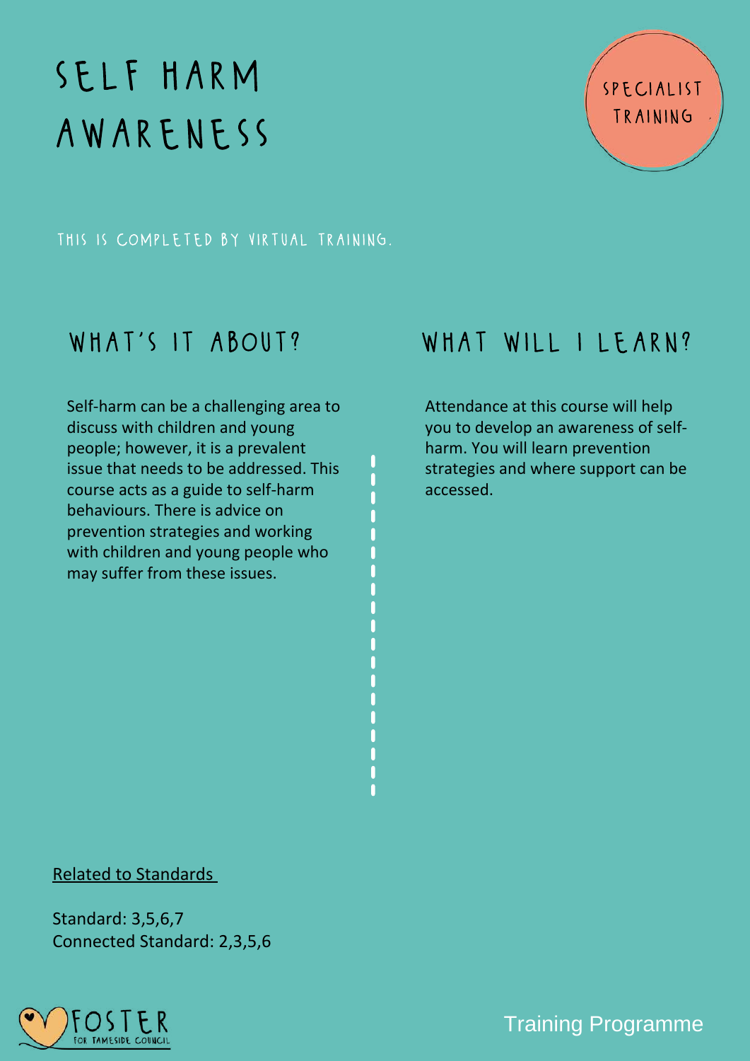# SELF HARM AWARENESS

SPECIALIST TRAINING

THIS IS COMPLETED BY VIRTUAL TRAINING.

## WHAT'S IT ABOUT?

Self-harm can be a challenging area to discuss with children and young people; however, it is a prevalent issue that needs to be addressed. This course acts as a guide to self-harm behaviours. There is advice on prevention strategies and working with children and young people who may suffer from these issues.

## WHAT WILL I LEARN?

Attendance at this course will help you to develop an awareness of self-harm. You will learn prevention strategies and where support can be accessed.

Related to Standards

Standard: 3,5,6,7
Connected Standard: 2,3,5,6

FOSTER FOR TAMESIDE COUNCIL

Training Programme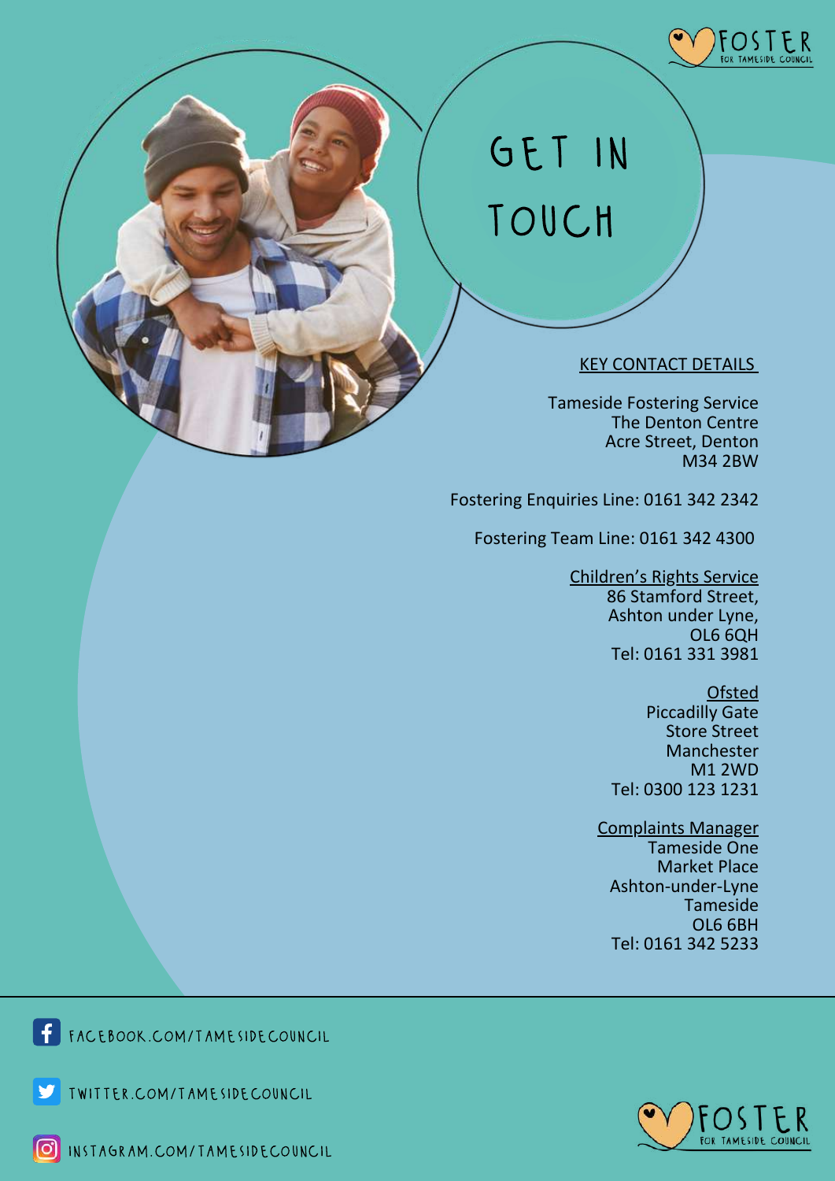# GET IN TOUCH

## KEY CONTACT DETAILS

Tameside Fostering Service
The Denton Centre
Acre Street, Denton
M34 2BW

Fostering Enquiries Line: 0161 342 2342

Fostering Team Line: 0161 342 4300

Children's Rights Service
86 Stamford Street,
Ashton under Lyne,
OL6 6QH
Tel: 0161 331 3981

Ofsted
Piccadilly Gate
Store Street
Manchester
M1 2WD
Tel: 0300 123 1231

Complaints Manager
Tameside One
Market Place
Ashton-under-Lyne
Tameside
OL6 6BH
Tel: 0161 342 5233

FACEBOOK.COM/TAMESIDECOUNCIL

TWITTER.COM/TAMESIDECOUNCIL

INSTAGRAM.COM/TAMESIDECOUNCIL

FOSTER FOR TAMESIDE COUNCIL